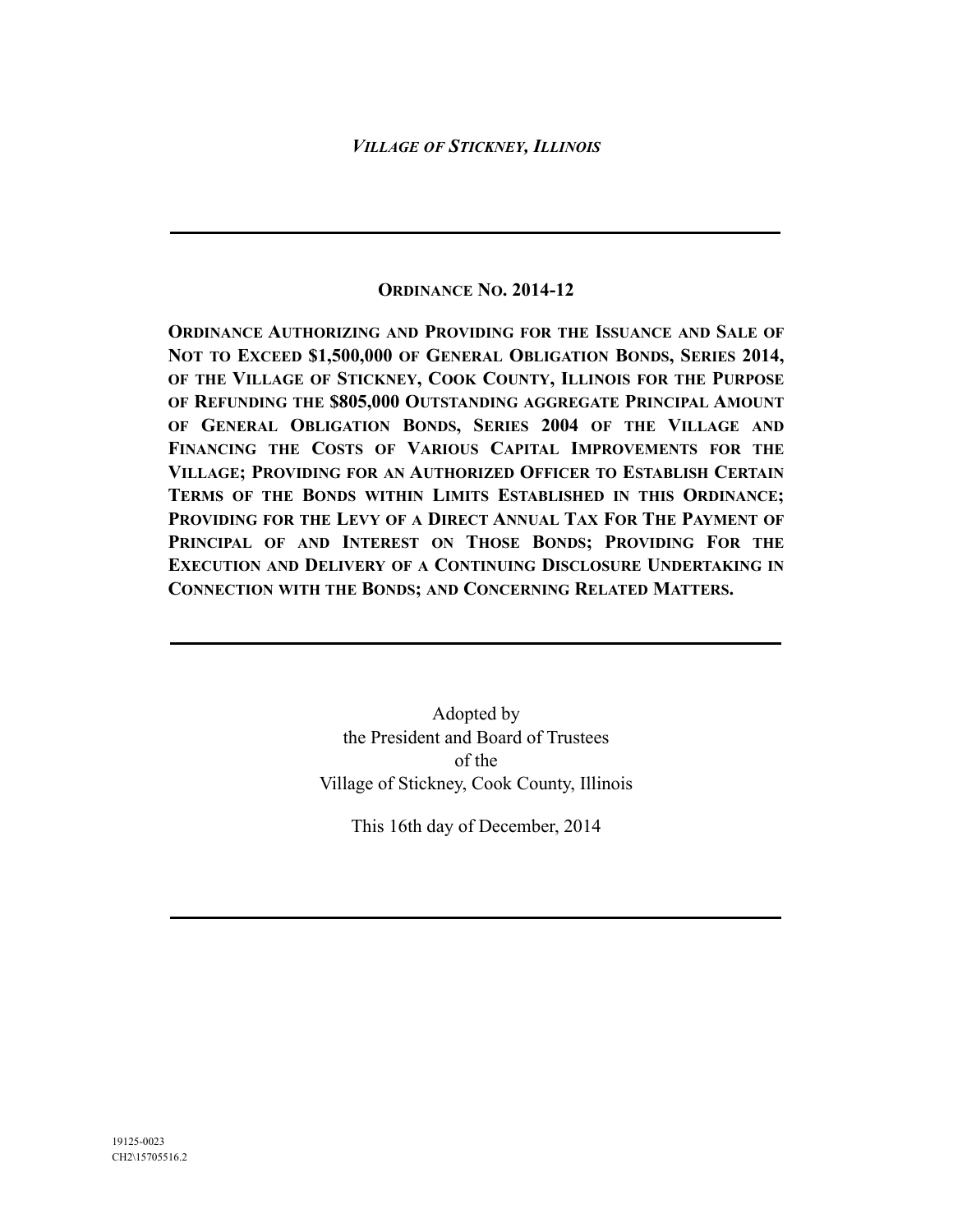*VILLAGE OF STICKNEY, ILLINOIS*

---

## ORDINANCE NO. 2014-12

**ORDINANCE AUTHORIZING AND PROVIDING FOR THE ISSUANCE AND SALE OF NOT TO EXCEED $1,500,000 OF GENERAL OBLIGATION BONDS, SERIES 2014, OF THE VILLAGE OF STICKNEY, COOK COUNTY, ILLINOIS FOR THE PURPOSE OF REFUNDING THE $805,000 OUTSTANDING AGGREGATE PRINCIPAL AMOUNT OF GENERAL OBLIGATION BONDS, SERIES 2004 OF THE VILLAGE AND FINANCING THE COSTS OF VARIOUS CAPITAL IMPROVEMENTS FOR THE VILLAGE; PROVIDING FOR AN AUTHORIZED OFFICER TO ESTABLISH CERTAIN TERMS OF THE BONDS WITHIN LIMITS ESTABLISHED IN THIS ORDINANCE; PROVIDING FOR THE LEVY OF A DIRECT ANNUAL TAX FOR THE PAYMENT OF PRINCIPAL OF AND INTEREST ON THOSE BONDS; PROVIDING FOR THE EXECUTION AND DELIVERY OF A CONTINUING DISCLOSURE UNDERTAKING IN CONNECTION WITH THE BONDS; AND CONCERNING RELATED MATTERS.**

---

Adopted by
the President and Board of Trustees
of the
Village of Stickney, Cook County, Illinois

This 16th day of December, 2014

---

19125-0023
CH2\15705516.2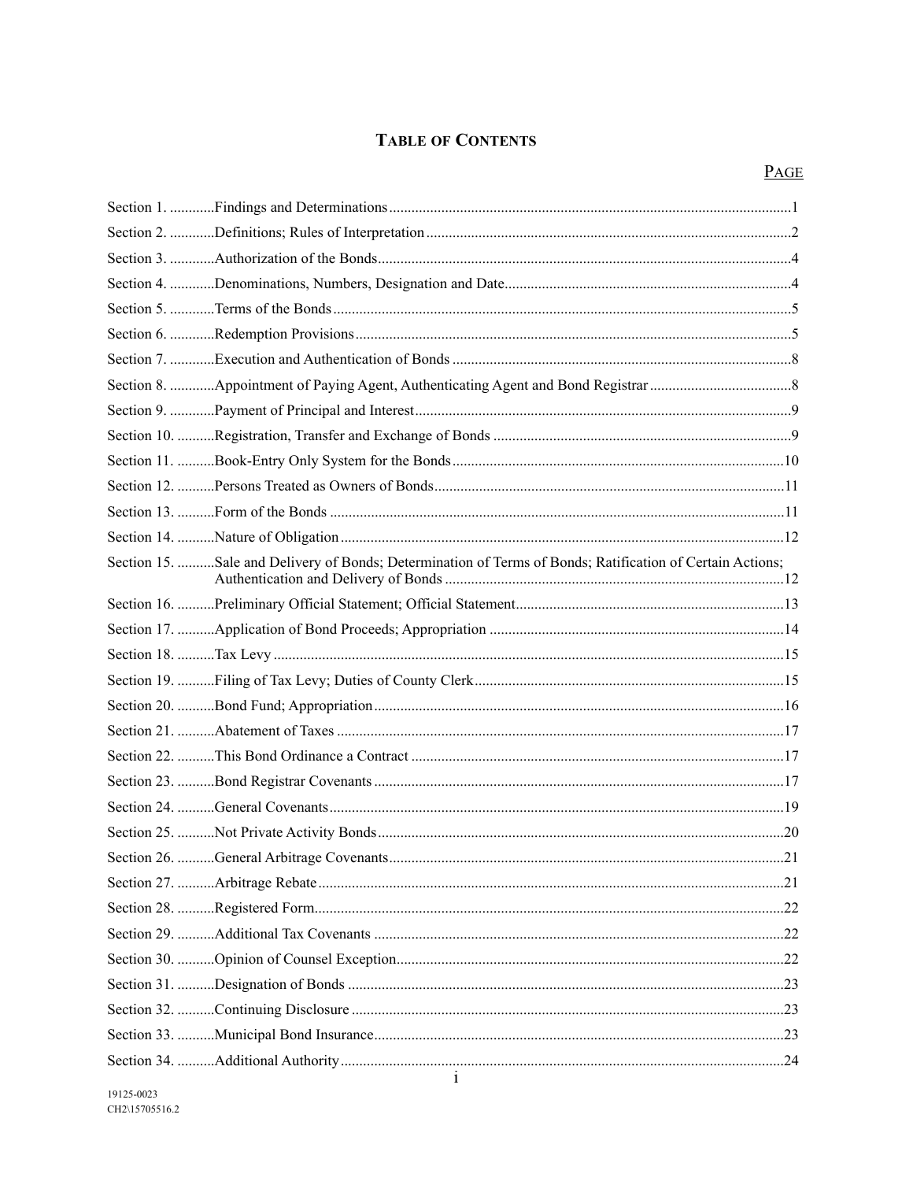# TABLE OF CONTENTS

| | | PAGE |
|---|---|---|
| Section 1. | Findings and Determinations | 1 |
| Section 2. | Definitions; Rules of Interpretation | 2 |
| Section 3. | Authorization of the Bonds | 4 |
| Section 4. | Denominations, Numbers, Designation and Date | 4 |
| Section 5. | Terms of the Bonds | 5 |
| Section 6. | Redemption Provisions | 5 |
| Section 7. | Execution and Authentication of Bonds | 8 |
| Section 8. | Appointment of Paying Agent, Authenticating Agent and Bond Registrar | 8 |
| Section 9. | Payment of Principal and Interest | 9 |
| Section 10. | Registration, Transfer and Exchange of Bonds | 9 |
| Section 11. | Book-Entry Only System for the Bonds | 10 |
| Section 12. | Persons Treated as Owners of Bonds | 11 |
| Section 13. | Form of the Bonds | 11 |
| Section 14. | Nature of Obligation | 12 |
| Section 15. | Sale and Delivery of Bonds; Determination of Terms of Bonds; Ratification of Certain Actions; Authentication and Delivery of Bonds | 12 |
| Section 16. | Preliminary Official Statement; Official Statement | 13 |
| Section 17. | Application of Bond Proceeds; Appropriation | 14 |
| Section 18. | Tax Levy | 15 |
| Section 19. | Filing of Tax Levy; Duties of County Clerk | 15 |
| Section 20. | Bond Fund; Appropriation | 16 |
| Section 21. | Abatement of Taxes | 17 |
| Section 22. | This Bond Ordinance a Contract | 17 |
| Section 23. | Bond Registrar Covenants | 17 |
| Section 24. | General Covenants | 19 |
| Section 25. | Not Private Activity Bonds | 20 |
| Section 26. | General Arbitrage Covenants | 21 |
| Section 27. | Arbitrage Rebate | 21 |
| Section 28. | Registered Form | 22 |
| Section 29. | Additional Tax Covenants | 22 |
| Section 30. | Opinion of Counsel Exception | 22 |
| Section 31. | Designation of Bonds | 23 |
| Section 32. | Continuing Disclosure | 23 |
| Section 33. | Municipal Bond Insurance | 23 |
| Section 34. | Additional Authority | 24 |

19125-0023
CH2\15705516.2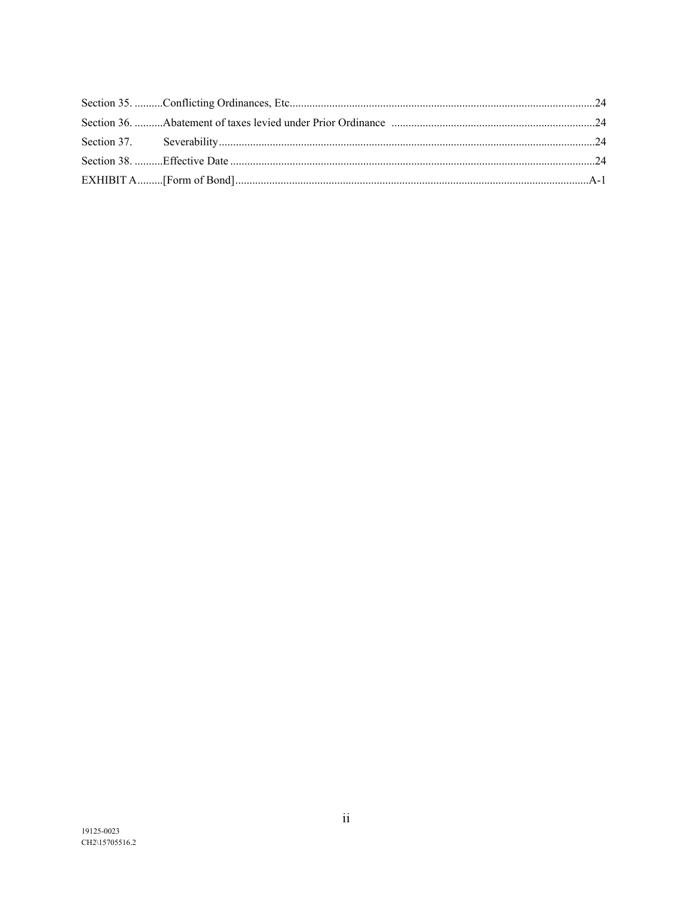Section 35. ..........Conflicting Ordinances, Etc...........................................................................................................24

Section 36. ..........Abatement of taxes levied under Prior Ordinance .......................................................................24

Section 37. Severability.....................................................................................................................................24

Section 38. ..........Effective Date ................................................................................................................................24

EXHIBIT A.........[Form of Bond]............................................................................................................................A-1

19125-0023
CH2\15705516.2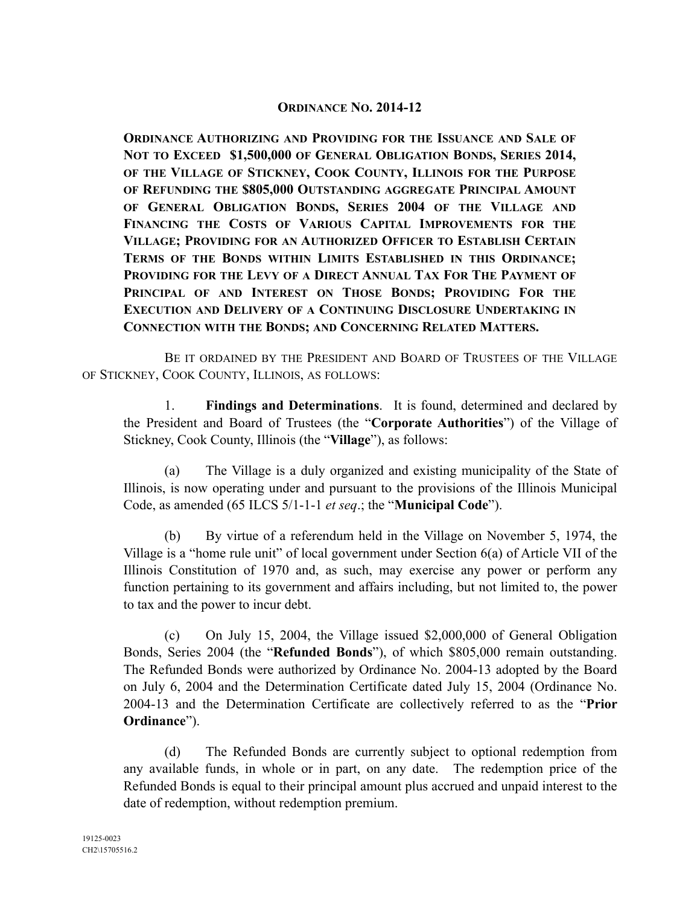## ORDINANCE NO. 2014-12

**ORDINANCE AUTHORIZING AND PROVIDING FOR THE ISSUANCE AND SALE OF NOT TO EXCEED $1,500,000 OF GENERAL OBLIGATION BONDS, SERIES 2014, OF THE VILLAGE OF STICKNEY, COOK COUNTY, ILLINOIS FOR THE PURPOSE OF REFUNDING THE $805,000 OUTSTANDING AGGREGATE PRINCIPAL AMOUNT OF GENERAL OBLIGATION BONDS, SERIES 2004 OF THE VILLAGE AND FINANCING THE COSTS OF VARIOUS CAPITAL IMPROVEMENTS FOR THE VILLAGE; PROVIDING FOR AN AUTHORIZED OFFICER TO ESTABLISH CERTAIN TERMS OF THE BONDS WITHIN LIMITS ESTABLISHED IN THIS ORDINANCE; PROVIDING FOR THE LEVY OF A DIRECT ANNUAL TAX FOR THE PAYMENT OF PRINCIPAL OF AND INTEREST ON THOSE BONDS; PROVIDING FOR THE EXECUTION AND DELIVERY OF A CONTINUING DISCLOSURE UNDERTAKING IN CONNECTION WITH THE BONDS; AND CONCERNING RELATED MATTERS.**

BE IT ORDAINED BY THE PRESIDENT AND BOARD OF TRUSTEES OF THE VILLAGE OF STICKNEY, COOK COUNTY, ILLINOIS, AS FOLLOWS:

1. **Findings and Determinations**. It is found, determined and declared by the President and Board of Trustees (the "**Corporate Authorities**") of the Village of Stickney, Cook County, Illinois (the "**Village**"), as follows:

(a) The Village is a duly organized and existing municipality of the State of Illinois, is now operating under and pursuant to the provisions of the Illinois Municipal Code, as amended (65 ILCS 5/1-1-1 *et seq*.; the "**Municipal Code**").

(b) By virtue of a referendum held in the Village on November 5, 1974, the Village is a "home rule unit" of local government under Section 6(a) of Article VII of the Illinois Constitution of 1970 and, as such, may exercise any power or perform any function pertaining to its government and affairs including, but not limited to, the power to tax and the power to incur debt.

(c) On July 15, 2004, the Village issued $2,000,000 of General Obligation Bonds, Series 2004 (the "**Refunded Bonds**"), of which $805,000 remain outstanding. The Refunded Bonds were authorized by Ordinance No. 2004-13 adopted by the Board on July 6, 2004 and the Determination Certificate dated July 15, 2004 (Ordinance No. 2004-13 and the Determination Certificate are collectively referred to as the "**Prior Ordinance**").

(d) The Refunded Bonds are currently subject to optional redemption from any available funds, in whole or in part, on any date. The redemption price of the Refunded Bonds is equal to their principal amount plus accrued and unpaid interest to the date of redemption, without redemption premium.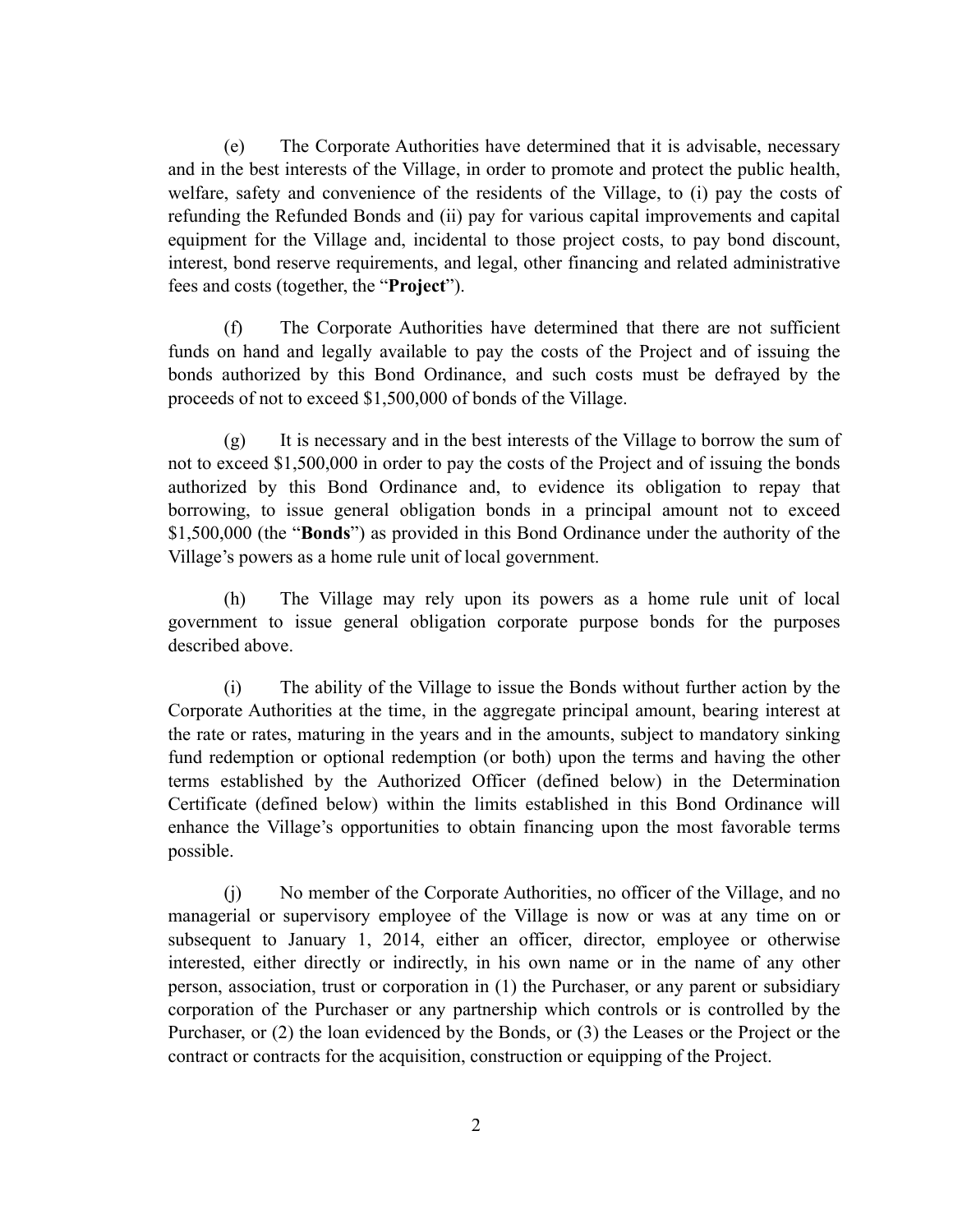(e) The Corporate Authorities have determined that it is advisable, necessary and in the best interests of the Village, in order to promote and protect the public health, welfare, safety and convenience of the residents of the Village, to (i) pay the costs of refunding the Refunded Bonds and (ii) pay for various capital improvements and capital equipment for the Village and, incidental to those project costs, to pay bond discount, interest, bond reserve requirements, and legal, other financing and related administrative fees and costs (together, the "**Project**").

(f) The Corporate Authorities have determined that there are not sufficient funds on hand and legally available to pay the costs of the Project and of issuing the bonds authorized by this Bond Ordinance, and such costs must be defrayed by the proceeds of not to exceed $1,500,000 of bonds of the Village.

(g) It is necessary and in the best interests of the Village to borrow the sum of not to exceed $1,500,000 in order to pay the costs of the Project and of issuing the bonds authorized by this Bond Ordinance and, to evidence its obligation to repay that borrowing, to issue general obligation bonds in a principal amount not to exceed $1,500,000 (the "**Bonds**") as provided in this Bond Ordinance under the authority of the Village's powers as a home rule unit of local government.

(h) The Village may rely upon its powers as a home rule unit of local government to issue general obligation corporate purpose bonds for the purposes described above.

(i) The ability of the Village to issue the Bonds without further action by the Corporate Authorities at the time, in the aggregate principal amount, bearing interest at the rate or rates, maturing in the years and in the amounts, subject to mandatory sinking fund redemption or optional redemption (or both) upon the terms and having the other terms established by the Authorized Officer (defined below) in the Determination Certificate (defined below) within the limits established in this Bond Ordinance will enhance the Village's opportunities to obtain financing upon the most favorable terms possible.

(j) No member of the Corporate Authorities, no officer of the Village, and no managerial or supervisory employee of the Village is now or was at any time on or subsequent to January 1, 2014, either an officer, director, employee or otherwise interested, either directly or indirectly, in his own name or in the name of any other person, association, trust or corporation in (1) the Purchaser, or any parent or subsidiary corporation of the Purchaser or any partnership which controls or is controlled by the Purchaser, or (2) the loan evidenced by the Bonds, or (3) the Leases or the Project or the contract or contracts for the acquisition, construction or equipping of the Project.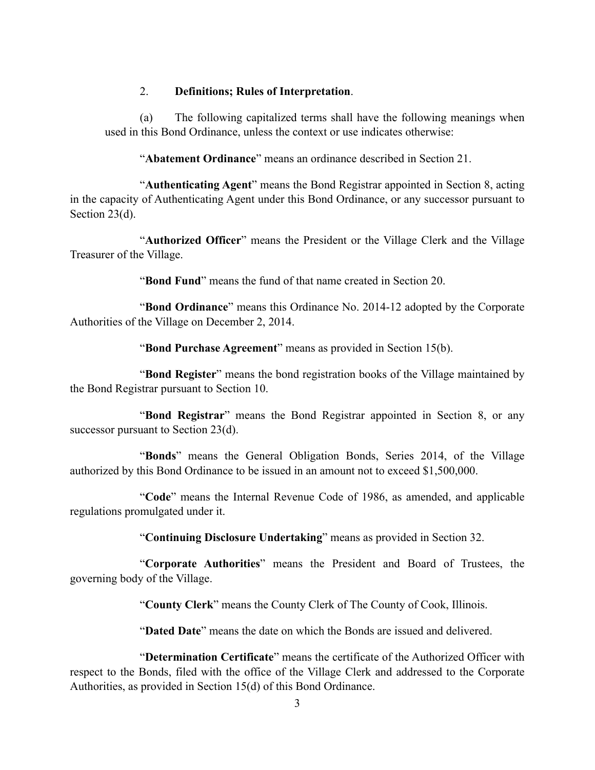2. **Definitions; Rules of Interpretation**.

(a) The following capitalized terms shall have the following meanings when used in this Bond Ordinance, unless the context or use indicates otherwise:

"**Abatement Ordinance**" means an ordinance described in Section 21.

"**Authenticating Agent**" means the Bond Registrar appointed in Section 8, acting in the capacity of Authenticating Agent under this Bond Ordinance, or any successor pursuant to Section 23(d).

"**Authorized Officer**" means the President or the Village Clerk and the Village Treasurer of the Village.

"**Bond Fund**" means the fund of that name created in Section 20.

"**Bond Ordinance**" means this Ordinance No. 2014-12 adopted by the Corporate Authorities of the Village on December 2, 2014.

"**Bond Purchase Agreement**" means as provided in Section 15(b).

"**Bond Register**" means the bond registration books of the Village maintained by the Bond Registrar pursuant to Section 10.

"**Bond Registrar**" means the Bond Registrar appointed in Section 8, or any successor pursuant to Section 23(d).

"**Bonds**" means the General Obligation Bonds, Series 2014, of the Village authorized by this Bond Ordinance to be issued in an amount not to exceed $1,500,000.

"**Code**" means the Internal Revenue Code of 1986, as amended, and applicable regulations promulgated under it.

"**Continuing Disclosure Undertaking**" means as provided in Section 32.

"**Corporate Authorities**" means the President and Board of Trustees, the governing body of the Village.

"**County Clerk**" means the County Clerk of The County of Cook, Illinois.

"**Dated Date**" means the date on which the Bonds are issued and delivered.

"**Determination Certificate**" means the certificate of the Authorized Officer with respect to the Bonds, filed with the office of the Village Clerk and addressed to the Corporate Authorities, as provided in Section 15(d) of this Bond Ordinance.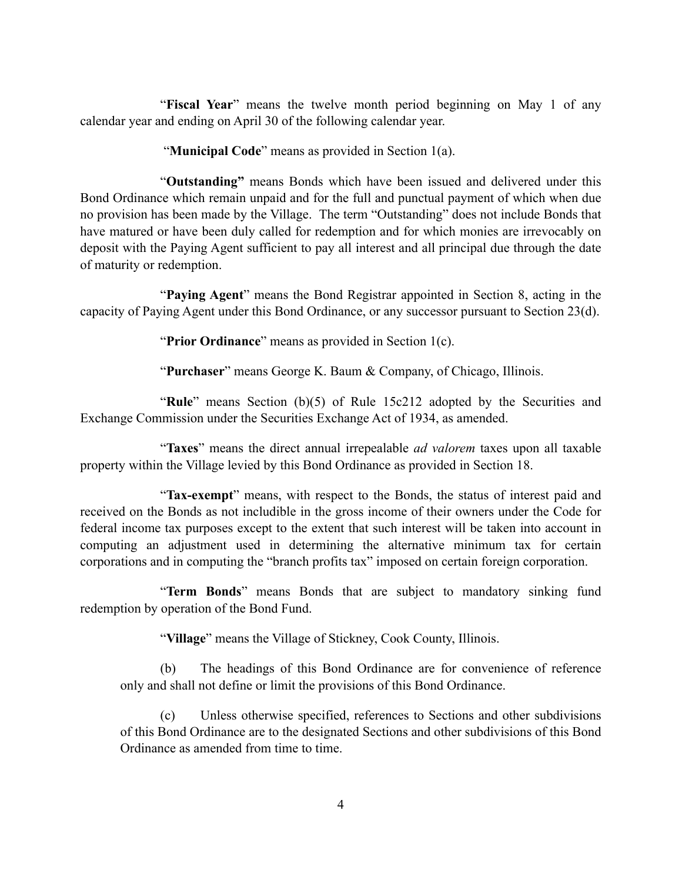"**Fiscal Year**" means the twelve month period beginning on May 1 of any calendar year and ending on April 30 of the following calendar year.

"**Municipal Code**" means as provided in Section 1(a).

"**Outstanding"** means Bonds which have been issued and delivered under this Bond Ordinance which remain unpaid and for the full and punctual payment of which when due no provision has been made by the Village. The term "Outstanding" does not include Bonds that have matured or have been duly called for redemption and for which monies are irrevocably on deposit with the Paying Agent sufficient to pay all interest and all principal due through the date of maturity or redemption.

"**Paying Agent**" means the Bond Registrar appointed in Section 8, acting in the capacity of Paying Agent under this Bond Ordinance, or any successor pursuant to Section 23(d).

"**Prior Ordinance**" means as provided in Section 1(c).

"**Purchaser**" means George K. Baum & Company, of Chicago, Illinois.

"**Rule**" means Section (b)(5) of Rule 15c212 adopted by the Securities and Exchange Commission under the Securities Exchange Act of 1934, as amended.

"**Taxes**" means the direct annual irrepealable *ad valorem* taxes upon all taxable property within the Village levied by this Bond Ordinance as provided in Section 18.

"**Tax-exempt**" means, with respect to the Bonds, the status of interest paid and received on the Bonds as not includible in the gross income of their owners under the Code for federal income tax purposes except to the extent that such interest will be taken into account in computing an adjustment used in determining the alternative minimum tax for certain corporations and in computing the "branch profits tax" imposed on certain foreign corporation.

"**Term Bonds**" means Bonds that are subject to mandatory sinking fund redemption by operation of the Bond Fund.

"**Village**" means the Village of Stickney, Cook County, Illinois.

(b) The headings of this Bond Ordinance are for convenience of reference only and shall not define or limit the provisions of this Bond Ordinance.

(c) Unless otherwise specified, references to Sections and other subdivisions of this Bond Ordinance are to the designated Sections and other subdivisions of this Bond Ordinance as amended from time to time.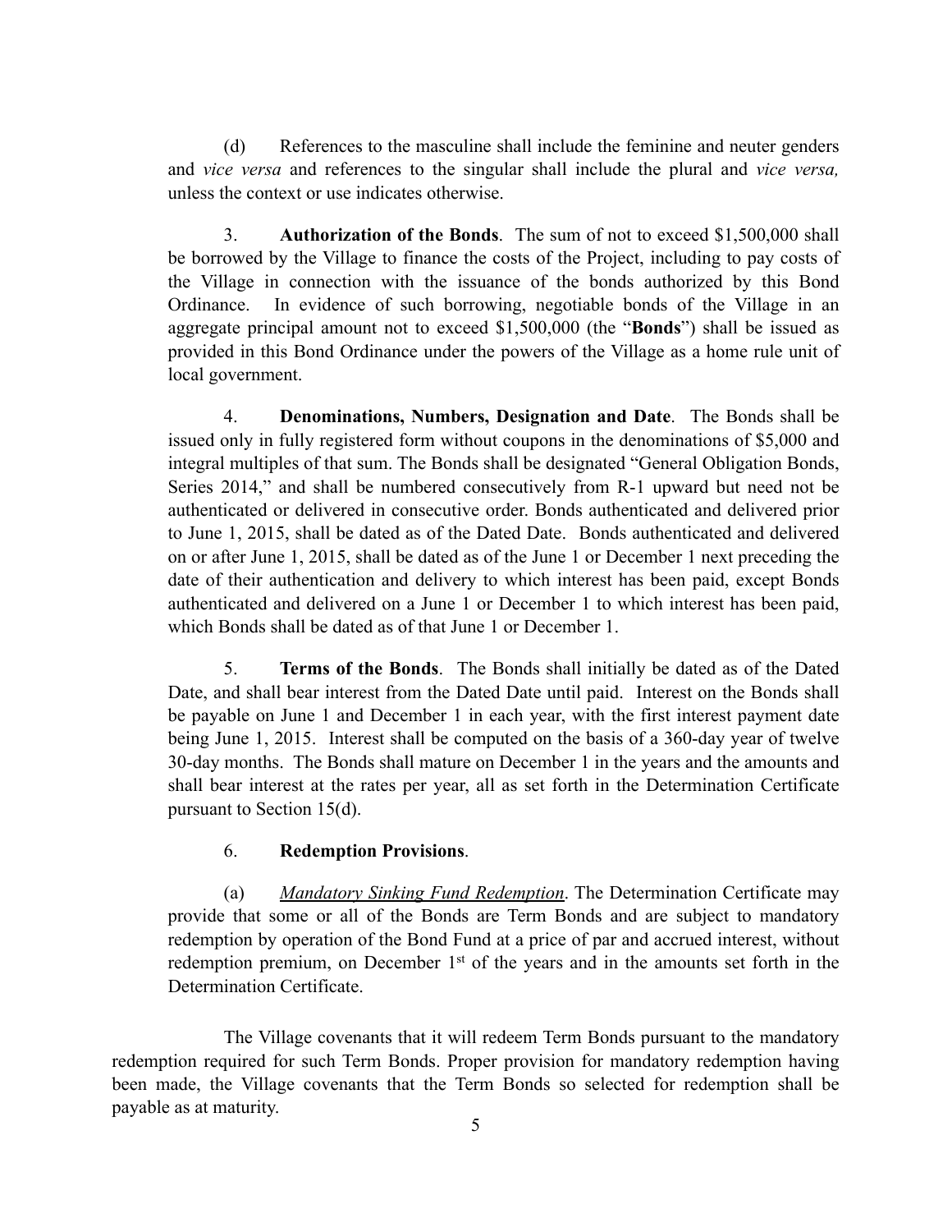(d) References to the masculine shall include the feminine and neuter genders and *vice versa* and references to the singular shall include the plural and *vice versa,* unless the context or use indicates otherwise.

3. **Authorization of the Bonds**. The sum of not to exceed $1,500,000 shall be borrowed by the Village to finance the costs of the Project, including to pay costs of the Village in connection with the issuance of the bonds authorized by this Bond Ordinance. In evidence of such borrowing, negotiable bonds of the Village in an aggregate principal amount not to exceed $1,500,000 (the "**Bonds**") shall be issued as provided in this Bond Ordinance under the powers of the Village as a home rule unit of local government.

4. **Denominations, Numbers, Designation and Date**. The Bonds shall be issued only in fully registered form without coupons in the denominations of $5,000 and integral multiples of that sum. The Bonds shall be designated "General Obligation Bonds, Series 2014," and shall be numbered consecutively from R-1 upward but need not be authenticated or delivered in consecutive order. Bonds authenticated and delivered prior to June 1, 2015, shall be dated as of the Dated Date. Bonds authenticated and delivered on or after June 1, 2015, shall be dated as of the June 1 or December 1 next preceding the date of their authentication and delivery to which interest has been paid, except Bonds authenticated and delivered on a June 1 or December 1 to which interest has been paid, which Bonds shall be dated as of that June 1 or December 1.

5. **Terms of the Bonds**. The Bonds shall initially be dated as of the Dated Date, and shall bear interest from the Dated Date until paid. Interest on the Bonds shall be payable on June 1 and December 1 in each year, with the first interest payment date being June 1, 2015. Interest shall be computed on the basis of a 360-day year of twelve 30-day months. The Bonds shall mature on December 1 in the years and the amounts and shall bear interest at the rates per year, all as set forth in the Determination Certificate pursuant to Section 15(d).

6. **Redemption Provisions**.

(a) *Mandatory Sinking Fund Redemption*. The Determination Certificate may provide that some or all of the Bonds are Term Bonds and are subject to mandatory redemption by operation of the Bond Fund at a price of par and accrued interest, without redemption premium, on December 1st of the years and in the amounts set forth in the Determination Certificate.

The Village covenants that it will redeem Term Bonds pursuant to the mandatory redemption required for such Term Bonds. Proper provision for mandatory redemption having been made, the Village covenants that the Term Bonds so selected for redemption shall be payable as at maturity.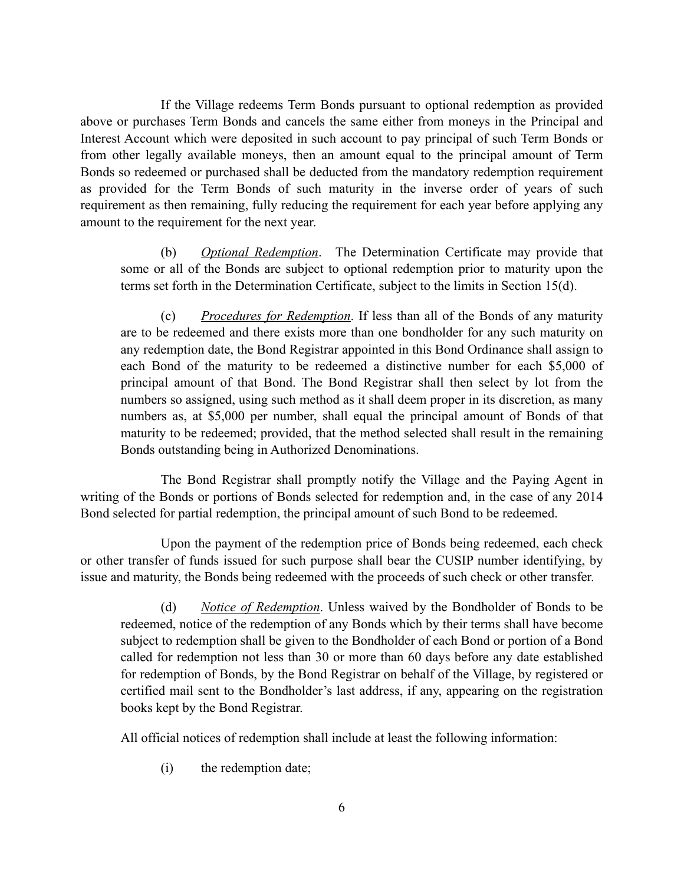If the Village redeems Term Bonds pursuant to optional redemption as provided above or purchases Term Bonds and cancels the same either from moneys in the Principal and Interest Account which were deposited in such account to pay principal of such Term Bonds or from other legally available moneys, then an amount equal to the principal amount of Term Bonds so redeemed or purchased shall be deducted from the mandatory redemption requirement as provided for the Term Bonds of such maturity in the inverse order of years of such requirement as then remaining, fully reducing the requirement for each year before applying any amount to the requirement for the next year.

(b) *Optional Redemption*. The Determination Certificate may provide that some or all of the Bonds are subject to optional redemption prior to maturity upon the terms set forth in the Determination Certificate, subject to the limits in Section 15(d).

(c) *Procedures for Redemption*. If less than all of the Bonds of any maturity are to be redeemed and there exists more than one bondholder for any such maturity on any redemption date, the Bond Registrar appointed in this Bond Ordinance shall assign to each Bond of the maturity to be redeemed a distinctive number for each $5,000 of principal amount of that Bond. The Bond Registrar shall then select by lot from the numbers so assigned, using such method as it shall deem proper in its discretion, as many numbers as, at $5,000 per number, shall equal the principal amount of Bonds of that maturity to be redeemed; provided, that the method selected shall result in the remaining Bonds outstanding being in Authorized Denominations.

The Bond Registrar shall promptly notify the Village and the Paying Agent in writing of the Bonds or portions of Bonds selected for redemption and, in the case of any 2014 Bond selected for partial redemption, the principal amount of such Bond to be redeemed.

Upon the payment of the redemption price of Bonds being redeemed, each check or other transfer of funds issued for such purpose shall bear the CUSIP number identifying, by issue and maturity, the Bonds being redeemed with the proceeds of such check or other transfer.

(d) *Notice of Redemption*. Unless waived by the Bondholder of Bonds to be redeemed, notice of the redemption of any Bonds which by their terms shall have become subject to redemption shall be given to the Bondholder of each Bond or portion of a Bond called for redemption not less than 30 or more than 60 days before any date established for redemption of Bonds, by the Bond Registrar on behalf of the Village, by registered or certified mail sent to the Bondholder's last address, if any, appearing on the registration books kept by the Bond Registrar.

All official notices of redemption shall include at least the following information:

(i) the redemption date;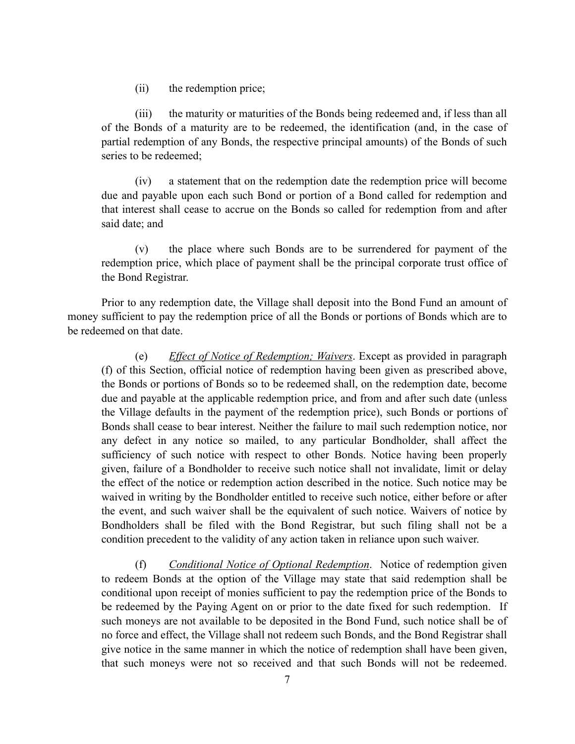(ii) the redemption price;

(iii) the maturity or maturities of the Bonds being redeemed and, if less than all of the Bonds of a maturity are to be redeemed, the identification (and, in the case of partial redemption of any Bonds, the respective principal amounts) of the Bonds of such series to be redeemed;

(iv) a statement that on the redemption date the redemption price will become due and payable upon each such Bond or portion of a Bond called for redemption and that interest shall cease to accrue on the Bonds so called for redemption from and after said date; and

(v) the place where such Bonds are to be surrendered for payment of the redemption price, which place of payment shall be the principal corporate trust office of the Bond Registrar.

Prior to any redemption date, the Village shall deposit into the Bond Fund an amount of money sufficient to pay the redemption price of all the Bonds or portions of Bonds which are to be redeemed on that date.

(e) *Effect of Notice of Redemption; Waivers*. Except as provided in paragraph (f) of this Section, official notice of redemption having been given as prescribed above, the Bonds or portions of Bonds so to be redeemed shall, on the redemption date, become due and payable at the applicable redemption price, and from and after such date (unless the Village defaults in the payment of the redemption price), such Bonds or portions of Bonds shall cease to bear interest. Neither the failure to mail such redemption notice, nor any defect in any notice so mailed, to any particular Bondholder, shall affect the sufficiency of such notice with respect to other Bonds. Notice having been properly given, failure of a Bondholder to receive such notice shall not invalidate, limit or delay the effect of the notice or redemption action described in the notice. Such notice may be waived in writing by the Bondholder entitled to receive such notice, either before or after the event, and such waiver shall be the equivalent of such notice. Waivers of notice by Bondholders shall be filed with the Bond Registrar, but such filing shall not be a condition precedent to the validity of any action taken in reliance upon such waiver.

(f) *Conditional Notice of Optional Redemption*. Notice of redemption given to redeem Bonds at the option of the Village may state that said redemption shall be conditional upon receipt of monies sufficient to pay the redemption price of the Bonds to be redeemed by the Paying Agent on or prior to the date fixed for such redemption. If such moneys are not available to be deposited in the Bond Fund, such notice shall be of no force and effect, the Village shall not redeem such Bonds, and the Bond Registrar shall give notice in the same manner in which the notice of redemption shall have been given, that such moneys were not so received and that such Bonds will not be redeemed.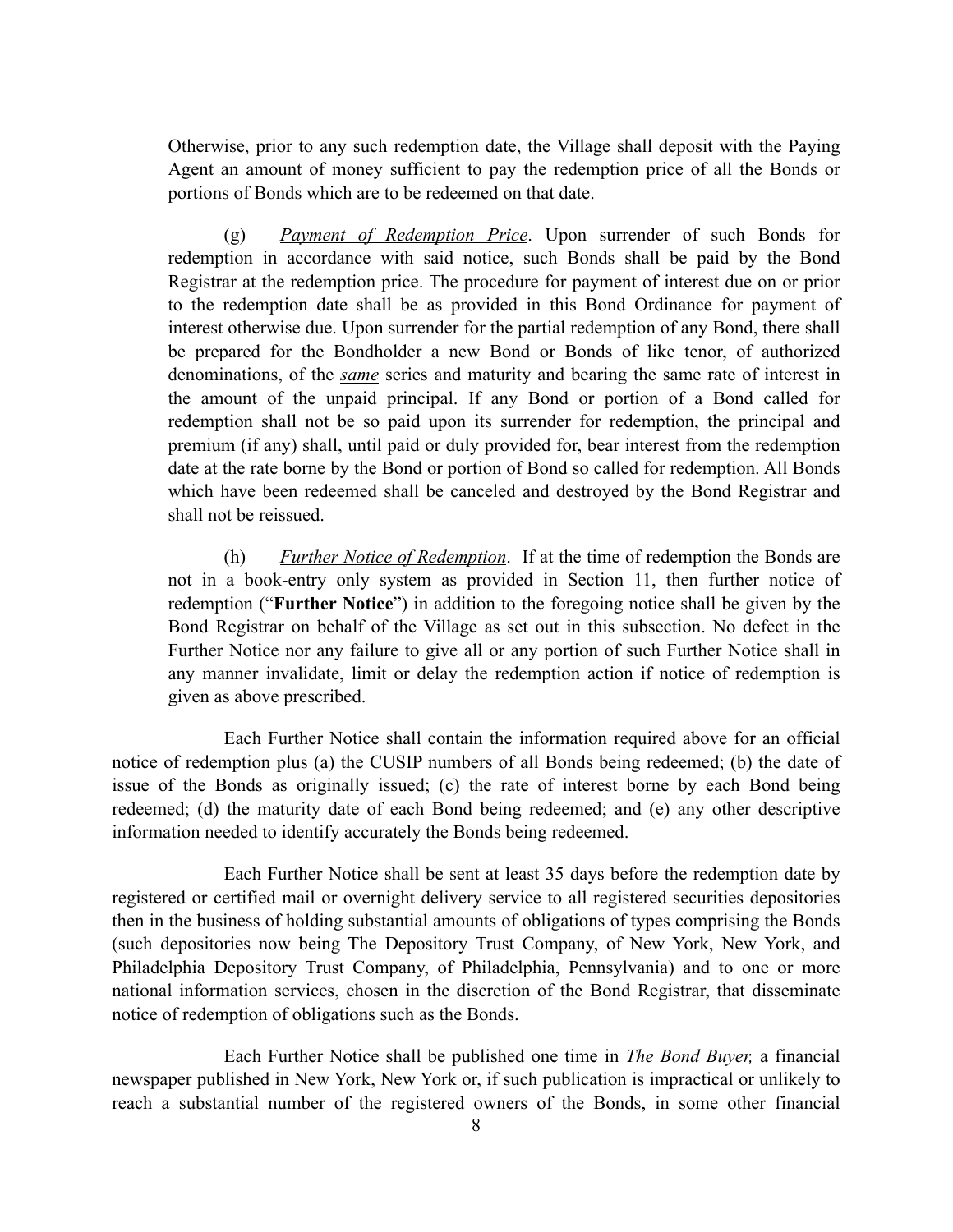Otherwise, prior to any such redemption date, the Village shall deposit with the Paying Agent an amount of money sufficient to pay the redemption price of all the Bonds or portions of Bonds which are to be redeemed on that date.

(g) *Payment of Redemption Price*. Upon surrender of such Bonds for redemption in accordance with said notice, such Bonds shall be paid by the Bond Registrar at the redemption price. The procedure for payment of interest due on or prior to the redemption date shall be as provided in this Bond Ordinance for payment of interest otherwise due. Upon surrender for the partial redemption of any Bond, there shall be prepared for the Bondholder a new Bond or Bonds of like tenor, of authorized denominations, of the *same* series and maturity and bearing the same rate of interest in the amount of the unpaid principal. If any Bond or portion of a Bond called for redemption shall not be so paid upon its surrender for redemption, the principal and premium (if any) shall, until paid or duly provided for, bear interest from the redemption date at the rate borne by the Bond or portion of Bond so called for redemption. All Bonds which have been redeemed shall be canceled and destroyed by the Bond Registrar and shall not be reissued.

(h) *Further Notice of Redemption*. If at the time of redemption the Bonds are not in a book-entry only system as provided in Section 11, then further notice of redemption ("**Further Notice**") in addition to the foregoing notice shall be given by the Bond Registrar on behalf of the Village as set out in this subsection. No defect in the Further Notice nor any failure to give all or any portion of such Further Notice shall in any manner invalidate, limit or delay the redemption action if notice of redemption is given as above prescribed.

Each Further Notice shall contain the information required above for an official notice of redemption plus (a) the CUSIP numbers of all Bonds being redeemed; (b) the date of issue of the Bonds as originally issued; (c) the rate of interest borne by each Bond being redeemed; (d) the maturity date of each Bond being redeemed; and (e) any other descriptive information needed to identify accurately the Bonds being redeemed.

Each Further Notice shall be sent at least 35 days before the redemption date by registered or certified mail or overnight delivery service to all registered securities depositories then in the business of holding substantial amounts of obligations of types comprising the Bonds (such depositories now being The Depository Trust Company, of New York, New York, and Philadelphia Depository Trust Company, of Philadelphia, Pennsylvania) and to one or more national information services, chosen in the discretion of the Bond Registrar, that disseminate notice of redemption of obligations such as the Bonds.

Each Further Notice shall be published one time in *The Bond Buyer,* a financial newspaper published in New York, New York or, if such publication is impractical or unlikely to reach a substantial number of the registered owners of the Bonds, in some other financial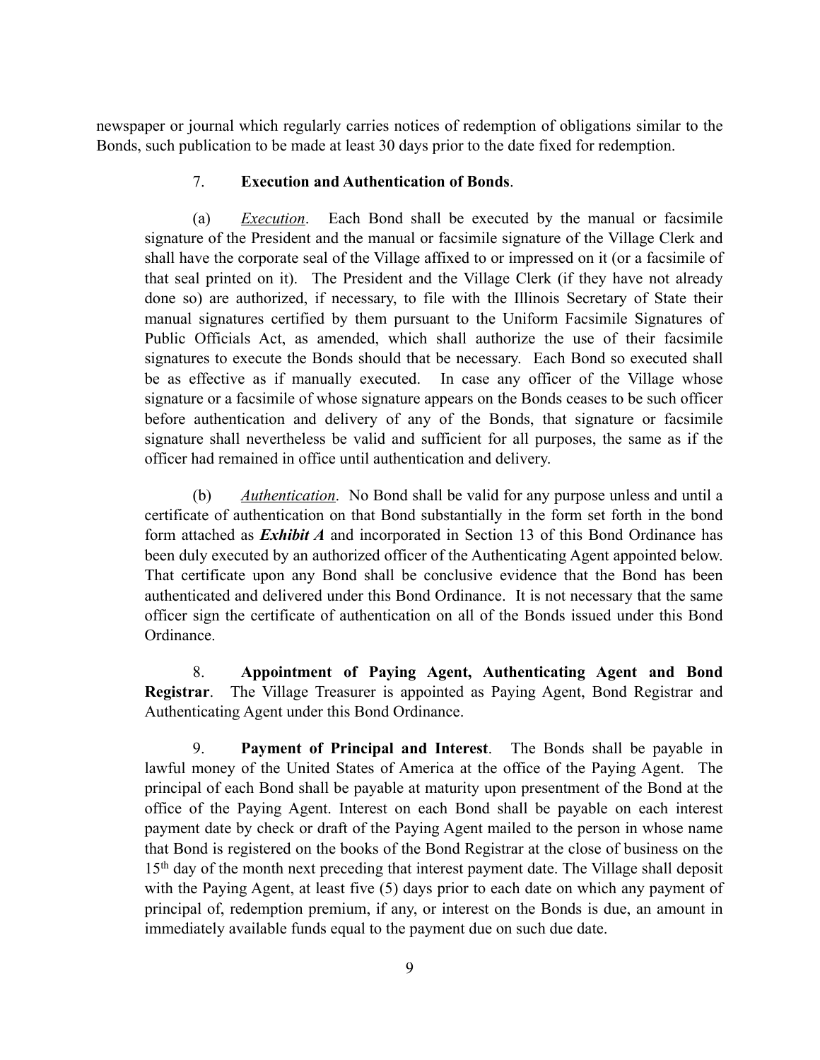newspaper or journal which regularly carries notices of redemption of obligations similar to the Bonds, such publication to be made at least 30 days prior to the date fixed for redemption.

7. **Execution and Authentication of Bonds**.

(a) *Execution*. Each Bond shall be executed by the manual or facsimile signature of the President and the manual or facsimile signature of the Village Clerk and shall have the corporate seal of the Village affixed to or impressed on it (or a facsimile of that seal printed on it). The President and the Village Clerk (if they have not already done so) are authorized, if necessary, to file with the Illinois Secretary of State their manual signatures certified by them pursuant to the Uniform Facsimile Signatures of Public Officials Act, as amended, which shall authorize the use of their facsimile signatures to execute the Bonds should that be necessary. Each Bond so executed shall be as effective as if manually executed. In case any officer of the Village whose signature or a facsimile of whose signature appears on the Bonds ceases to be such officer before authentication and delivery of any of the Bonds, that signature or facsimile signature shall nevertheless be valid and sufficient for all purposes, the same as if the officer had remained in office until authentication and delivery.

(b) *Authentication*. No Bond shall be valid for any purpose unless and until a certificate of authentication on that Bond substantially in the form set forth in the bond form attached as ***Exhibit A*** and incorporated in Section 13 of this Bond Ordinance has been duly executed by an authorized officer of the Authenticating Agent appointed below. That certificate upon any Bond shall be conclusive evidence that the Bond has been authenticated and delivered under this Bond Ordinance. It is not necessary that the same officer sign the certificate of authentication on all of the Bonds issued under this Bond Ordinance.

8. **Appointment of Paying Agent, Authenticating Agent and Bond Registrar**. The Village Treasurer is appointed as Paying Agent, Bond Registrar and Authenticating Agent under this Bond Ordinance.

9. **Payment of Principal and Interest**. The Bonds shall be payable in lawful money of the United States of America at the office of the Paying Agent. The principal of each Bond shall be payable at maturity upon presentment of the Bond at the office of the Paying Agent. Interest on each Bond shall be payable on each interest payment date by check or draft of the Paying Agent mailed to the person in whose name that Bond is registered on the books of the Bond Registrar at the close of business on the 15th day of the month next preceding that interest payment date. The Village shall deposit with the Paying Agent, at least five (5) days prior to each date on which any payment of principal of, redemption premium, if any, or interest on the Bonds is due, an amount in immediately available funds equal to the payment due on such due date.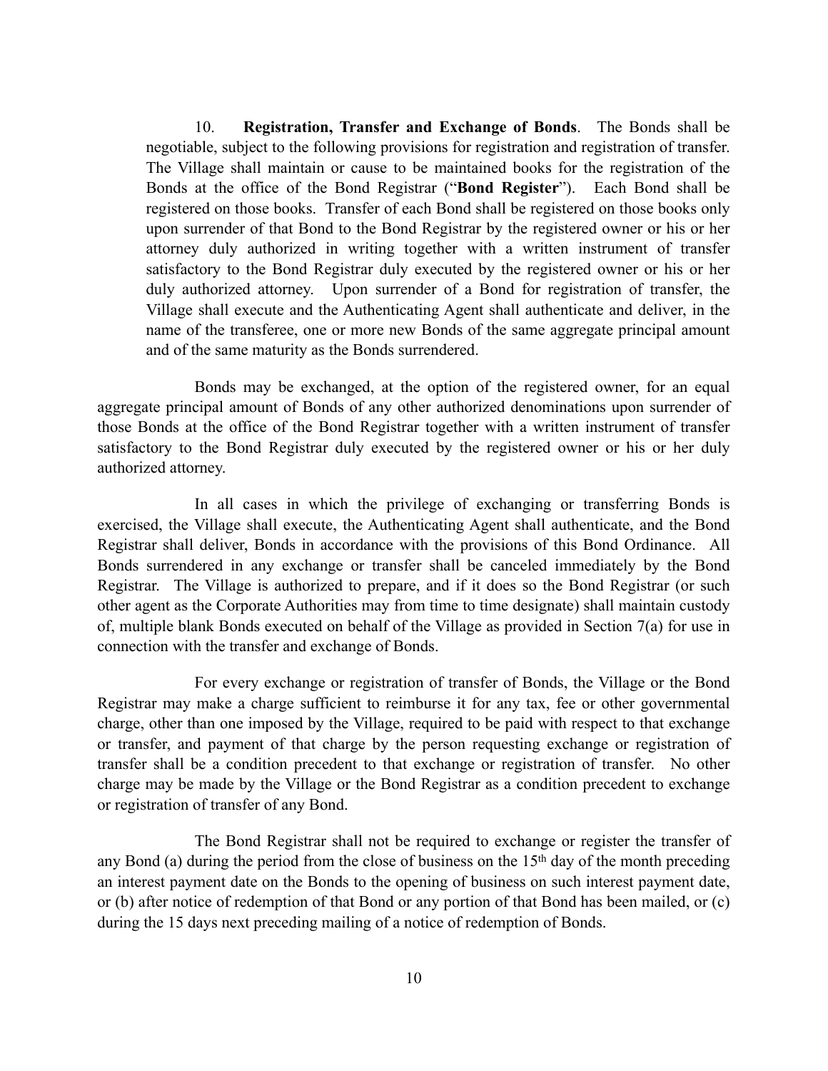10. **Registration, Transfer and Exchange of Bonds**. The Bonds shall be negotiable, subject to the following provisions for registration and registration of transfer. The Village shall maintain or cause to be maintained books for the registration of the Bonds at the office of the Bond Registrar ("**Bond Register**"). Each Bond shall be registered on those books. Transfer of each Bond shall be registered on those books only upon surrender of that Bond to the Bond Registrar by the registered owner or his or her attorney duly authorized in writing together with a written instrument of transfer satisfactory to the Bond Registrar duly executed by the registered owner or his or her duly authorized attorney. Upon surrender of a Bond for registration of transfer, the Village shall execute and the Authenticating Agent shall authenticate and deliver, in the name of the transferee, one or more new Bonds of the same aggregate principal amount and of the same maturity as the Bonds surrendered.

Bonds may be exchanged, at the option of the registered owner, for an equal aggregate principal amount of Bonds of any other authorized denominations upon surrender of those Bonds at the office of the Bond Registrar together with a written instrument of transfer satisfactory to the Bond Registrar duly executed by the registered owner or his or her duly authorized attorney.

In all cases in which the privilege of exchanging or transferring Bonds is exercised, the Village shall execute, the Authenticating Agent shall authenticate, and the Bond Registrar shall deliver, Bonds in accordance with the provisions of this Bond Ordinance. All Bonds surrendered in any exchange or transfer shall be canceled immediately by the Bond Registrar. The Village is authorized to prepare, and if it does so the Bond Registrar (or such other agent as the Corporate Authorities may from time to time designate) shall maintain custody of, multiple blank Bonds executed on behalf of the Village as provided in Section 7(a) for use in connection with the transfer and exchange of Bonds.

For every exchange or registration of transfer of Bonds, the Village or the Bond Registrar may make a charge sufficient to reimburse it for any tax, fee or other governmental charge, other than one imposed by the Village, required to be paid with respect to that exchange or transfer, and payment of that charge by the person requesting exchange or registration of transfer shall be a condition precedent to that exchange or registration of transfer. No other charge may be made by the Village or the Bond Registrar as a condition precedent to exchange or registration of transfer of any Bond.

The Bond Registrar shall not be required to exchange or register the transfer of any Bond (a) during the period from the close of business on the 15th day of the month preceding an interest payment date on the Bonds to the opening of business on such interest payment date, or (b) after notice of redemption of that Bond or any portion of that Bond has been mailed, or (c) during the 15 days next preceding mailing of a notice of redemption of Bonds.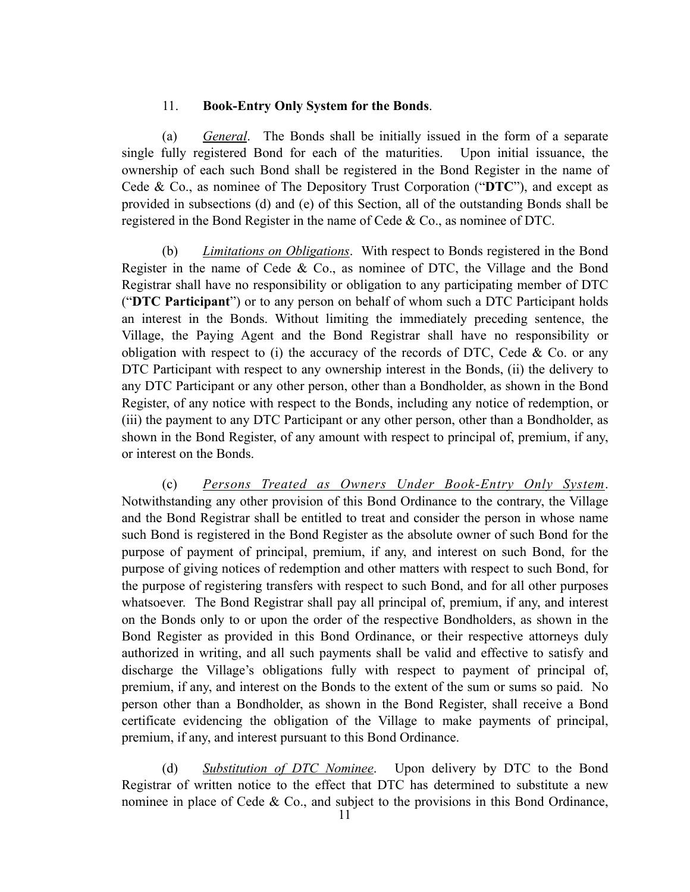11. **Book-Entry Only System for the Bonds**.

(a) *General*. The Bonds shall be initially issued in the form of a separate single fully registered Bond for each of the maturities. Upon initial issuance, the ownership of each such Bond shall be registered in the Bond Register in the name of Cede & Co., as nominee of The Depository Trust Corporation ("**DTC**"), and except as provided in subsections (d) and (e) of this Section, all of the outstanding Bonds shall be registered in the Bond Register in the name of Cede & Co., as nominee of DTC.

(b) *Limitations on Obligations*. With respect to Bonds registered in the Bond Register in the name of Cede & Co., as nominee of DTC, the Village and the Bond Registrar shall have no responsibility or obligation to any participating member of DTC ("**DTC Participant**") or to any person on behalf of whom such a DTC Participant holds an interest in the Bonds. Without limiting the immediately preceding sentence, the Village, the Paying Agent and the Bond Registrar shall have no responsibility or obligation with respect to (i) the accuracy of the records of DTC, Cede & Co. or any DTC Participant with respect to any ownership interest in the Bonds, (ii) the delivery to any DTC Participant or any other person, other than a Bondholder, as shown in the Bond Register, of any notice with respect to the Bonds, including any notice of redemption, or (iii) the payment to any DTC Participant or any other person, other than a Bondholder, as shown in the Bond Register, of any amount with respect to principal of, premium, if any, or interest on the Bonds.

(c) *Persons Treated as Owners Under Book-Entry Only System*. Notwithstanding any other provision of this Bond Ordinance to the contrary, the Village and the Bond Registrar shall be entitled to treat and consider the person in whose name such Bond is registered in the Bond Register as the absolute owner of such Bond for the purpose of payment of principal, premium, if any, and interest on such Bond, for the purpose of giving notices of redemption and other matters with respect to such Bond, for the purpose of registering transfers with respect to such Bond, and for all other purposes whatsoever. The Bond Registrar shall pay all principal of, premium, if any, and interest on the Bonds only to or upon the order of the respective Bondholders, as shown in the Bond Register as provided in this Bond Ordinance, or their respective attorneys duly authorized in writing, and all such payments shall be valid and effective to satisfy and discharge the Village's obligations fully with respect to payment of principal of, premium, if any, and interest on the Bonds to the extent of the sum or sums so paid. No person other than a Bondholder, as shown in the Bond Register, shall receive a Bond certificate evidencing the obligation of the Village to make payments of principal, premium, if any, and interest pursuant to this Bond Ordinance.

(d) *Substitution of DTC Nominee*. Upon delivery by DTC to the Bond Registrar of written notice to the effect that DTC has determined to substitute a new nominee in place of Cede & Co., and subject to the provisions in this Bond Ordinance,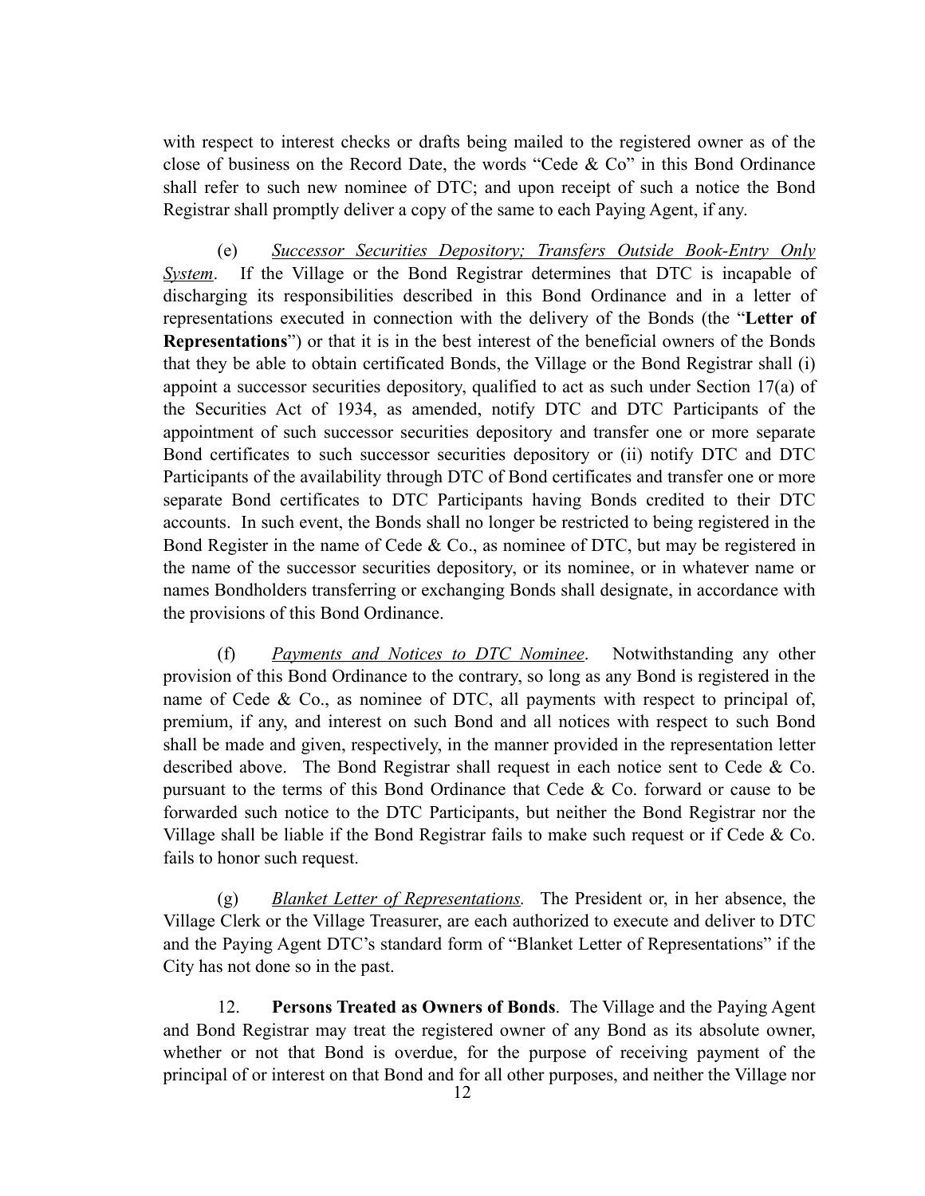with respect to interest checks or drafts being mailed to the registered owner as of the close of business on the Record Date, the words "Cede & Co" in this Bond Ordinance shall refer to such new nominee of DTC; and upon receipt of such a notice the Bond Registrar shall promptly deliver a copy of the same to each Paying Agent, if any.

(e) *Successor Securities Depository; Transfers Outside Book-Entry Only System*. If the Village or the Bond Registrar determines that DTC is incapable of discharging its responsibilities described in this Bond Ordinance and in a letter of representations executed in connection with the delivery of the Bonds (the "**Letter of Representations**") or that it is in the best interest of the beneficial owners of the Bonds that they be able to obtain certificated Bonds, the Village or the Bond Registrar shall (i) appoint a successor securities depository, qualified to act as such under Section 17(a) of the Securities Act of 1934, as amended, notify DTC and DTC Participants of the appointment of such successor securities depository and transfer one or more separate Bond certificates to such successor securities depository or (ii) notify DTC and DTC Participants of the availability through DTC of Bond certificates and transfer one or more separate Bond certificates to DTC Participants having Bonds credited to their DTC accounts. In such event, the Bonds shall no longer be restricted to being registered in the Bond Register in the name of Cede & Co., as nominee of DTC, but may be registered in the name of the successor securities depository, or its nominee, or in whatever name or names Bondholders transferring or exchanging Bonds shall designate, in accordance with the provisions of this Bond Ordinance.

(f) *Payments and Notices to DTC Nominee*. Notwithstanding any other provision of this Bond Ordinance to the contrary, so long as any Bond is registered in the name of Cede & Co., as nominee of DTC, all payments with respect to principal of, premium, if any, and interest on such Bond and all notices with respect to such Bond shall be made and given, respectively, in the manner provided in the representation letter described above. The Bond Registrar shall request in each notice sent to Cede & Co. pursuant to the terms of this Bond Ordinance that Cede & Co. forward or cause to be forwarded such notice to the DTC Participants, but neither the Bond Registrar nor the Village shall be liable if the Bond Registrar fails to make such request or if Cede & Co. fails to honor such request.

(g) *Blanket Letter of Representations.* The President or, in her absence, the Village Clerk or the Village Treasurer, are each authorized to execute and deliver to DTC and the Paying Agent DTC's standard form of "Blanket Letter of Representations" if the City has not done so in the past.

12. **Persons Treated as Owners of Bonds**. The Village and the Paying Agent and Bond Registrar may treat the registered owner of any Bond as its absolute owner, whether or not that Bond is overdue, for the purpose of receiving payment of the principal of or interest on that Bond and for all other purposes, and neither the Village nor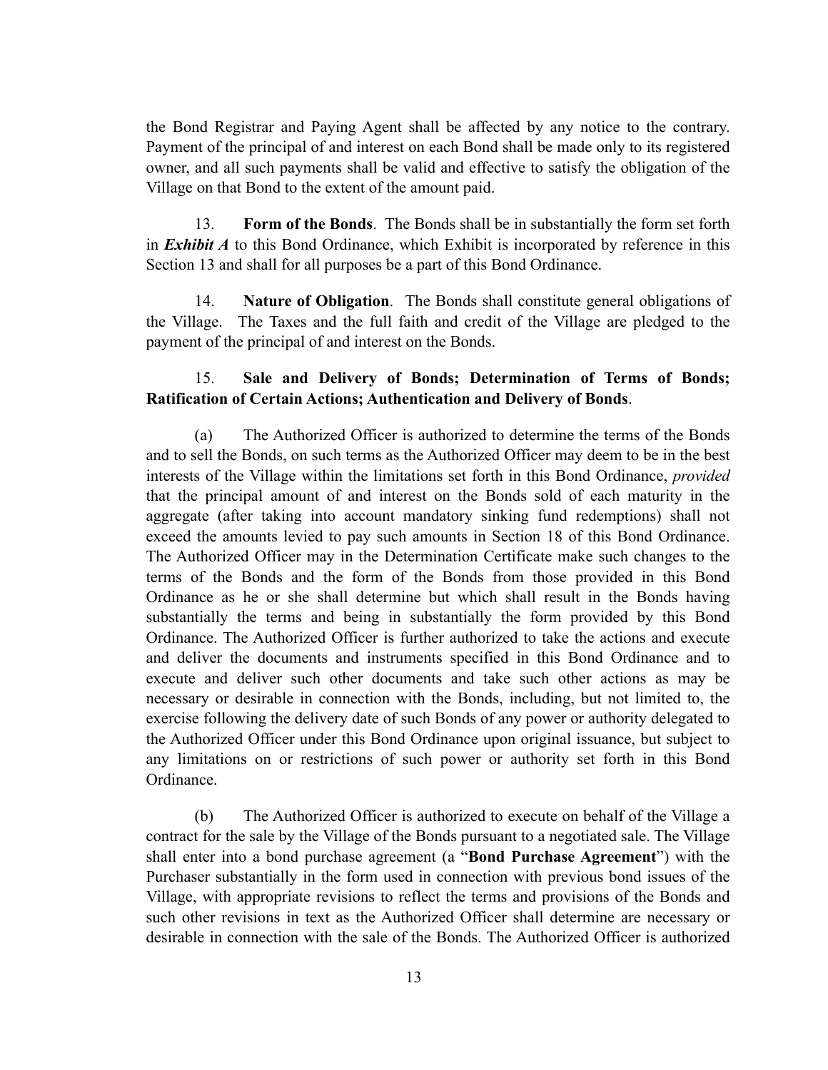the Bond Registrar and Paying Agent shall be affected by any notice to the contrary. Payment of the principal of and interest on each Bond shall be made only to its registered owner, and all such payments shall be valid and effective to satisfy the obligation of the Village on that Bond to the extent of the amount paid.

13. **Form of the Bonds**. The Bonds shall be in substantially the form set forth in ***Exhibit A*** to this Bond Ordinance, which Exhibit is incorporated by reference in this Section 13 and shall for all purposes be a part of this Bond Ordinance.

14. **Nature of Obligation**. The Bonds shall constitute general obligations of the Village. The Taxes and the full faith and credit of the Village are pledged to the payment of the principal of and interest on the Bonds.

15. **Sale and Delivery of Bonds; Determination of Terms of Bonds; Ratification of Certain Actions; Authentication and Delivery of Bonds**.

(a) The Authorized Officer is authorized to determine the terms of the Bonds and to sell the Bonds, on such terms as the Authorized Officer may deem to be in the best interests of the Village within the limitations set forth in this Bond Ordinance, *provided* that the principal amount of and interest on the Bonds sold of each maturity in the aggregate (after taking into account mandatory sinking fund redemptions) shall not exceed the amounts levied to pay such amounts in Section 18 of this Bond Ordinance. The Authorized Officer may in the Determination Certificate make such changes to the terms of the Bonds and the form of the Bonds from those provided in this Bond Ordinance as he or she shall determine but which shall result in the Bonds having substantially the terms and being in substantially the form provided by this Bond Ordinance. The Authorized Officer is further authorized to take the actions and execute and deliver the documents and instruments specified in this Bond Ordinance and to execute and deliver such other documents and take such other actions as may be necessary or desirable in connection with the Bonds, including, but not limited to, the exercise following the delivery date of such Bonds of any power or authority delegated to the Authorized Officer under this Bond Ordinance upon original issuance, but subject to any limitations on or restrictions of such power or authority set forth in this Bond Ordinance.

(b) The Authorized Officer is authorized to execute on behalf of the Village a contract for the sale by the Village of the Bonds pursuant to a negotiated sale. The Village shall enter into a bond purchase agreement (a "**Bond Purchase Agreement**") with the Purchaser substantially in the form used in connection with previous bond issues of the Village, with appropriate revisions to reflect the terms and provisions of the Bonds and such other revisions in text as the Authorized Officer shall determine are necessary or desirable in connection with the sale of the Bonds. The Authorized Officer is authorized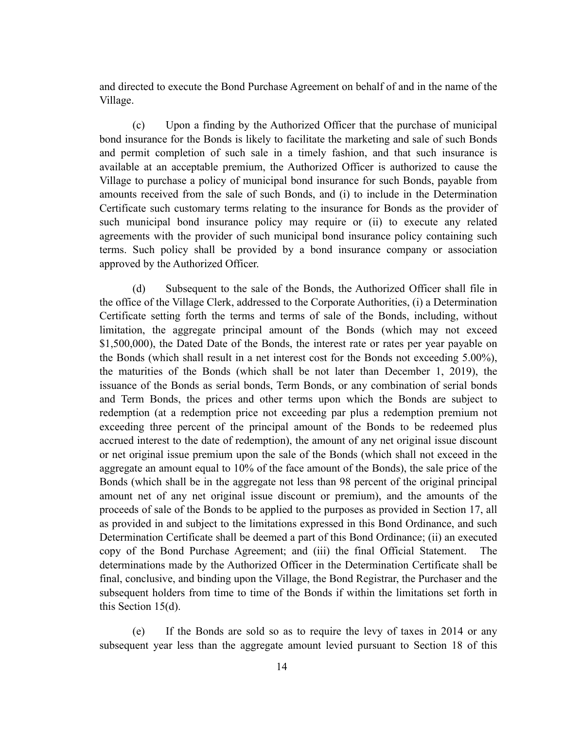and directed to execute the Bond Purchase Agreement on behalf of and in the name of the Village.

(c) Upon a finding by the Authorized Officer that the purchase of municipal bond insurance for the Bonds is likely to facilitate the marketing and sale of such Bonds and permit completion of such sale in a timely fashion, and that such insurance is available at an acceptable premium, the Authorized Officer is authorized to cause the Village to purchase a policy of municipal bond insurance for such Bonds, payable from amounts received from the sale of such Bonds, and (i) to include in the Determination Certificate such customary terms relating to the insurance for Bonds as the provider of such municipal bond insurance policy may require or (ii) to execute any related agreements with the provider of such municipal bond insurance policy containing such terms. Such policy shall be provided by a bond insurance company or association approved by the Authorized Officer.

(d) Subsequent to the sale of the Bonds, the Authorized Officer shall file in the office of the Village Clerk, addressed to the Corporate Authorities, (i) a Determination Certificate setting forth the terms and terms of sale of the Bonds, including, without limitation, the aggregate principal amount of the Bonds (which may not exceed $1,500,000), the Dated Date of the Bonds, the interest rate or rates per year payable on the Bonds (which shall result in a net interest cost for the Bonds not exceeding 5.00%), the maturities of the Bonds (which shall be not later than December 1, 2019), the issuance of the Bonds as serial bonds, Term Bonds, or any combination of serial bonds and Term Bonds, the prices and other terms upon which the Bonds are subject to redemption (at a redemption price not exceeding par plus a redemption premium not exceeding three percent of the principal amount of the Bonds to be redeemed plus accrued interest to the date of redemption), the amount of any net original issue discount or net original issue premium upon the sale of the Bonds (which shall not exceed in the aggregate an amount equal to 10% of the face amount of the Bonds), the sale price of the Bonds (which shall be in the aggregate not less than 98 percent of the original principal amount net of any net original issue discount or premium), and the amounts of the proceeds of sale of the Bonds to be applied to the purposes as provided in Section 17, all as provided in and subject to the limitations expressed in this Bond Ordinance, and such Determination Certificate shall be deemed a part of this Bond Ordinance; (ii) an executed copy of the Bond Purchase Agreement; and (iii) the final Official Statement. The determinations made by the Authorized Officer in the Determination Certificate shall be final, conclusive, and binding upon the Village, the Bond Registrar, the Purchaser and the subsequent holders from time to time of the Bonds if within the limitations set forth in this Section 15(d).

(e) If the Bonds are sold so as to require the levy of taxes in 2014 or any subsequent year less than the aggregate amount levied pursuant to Section 18 of this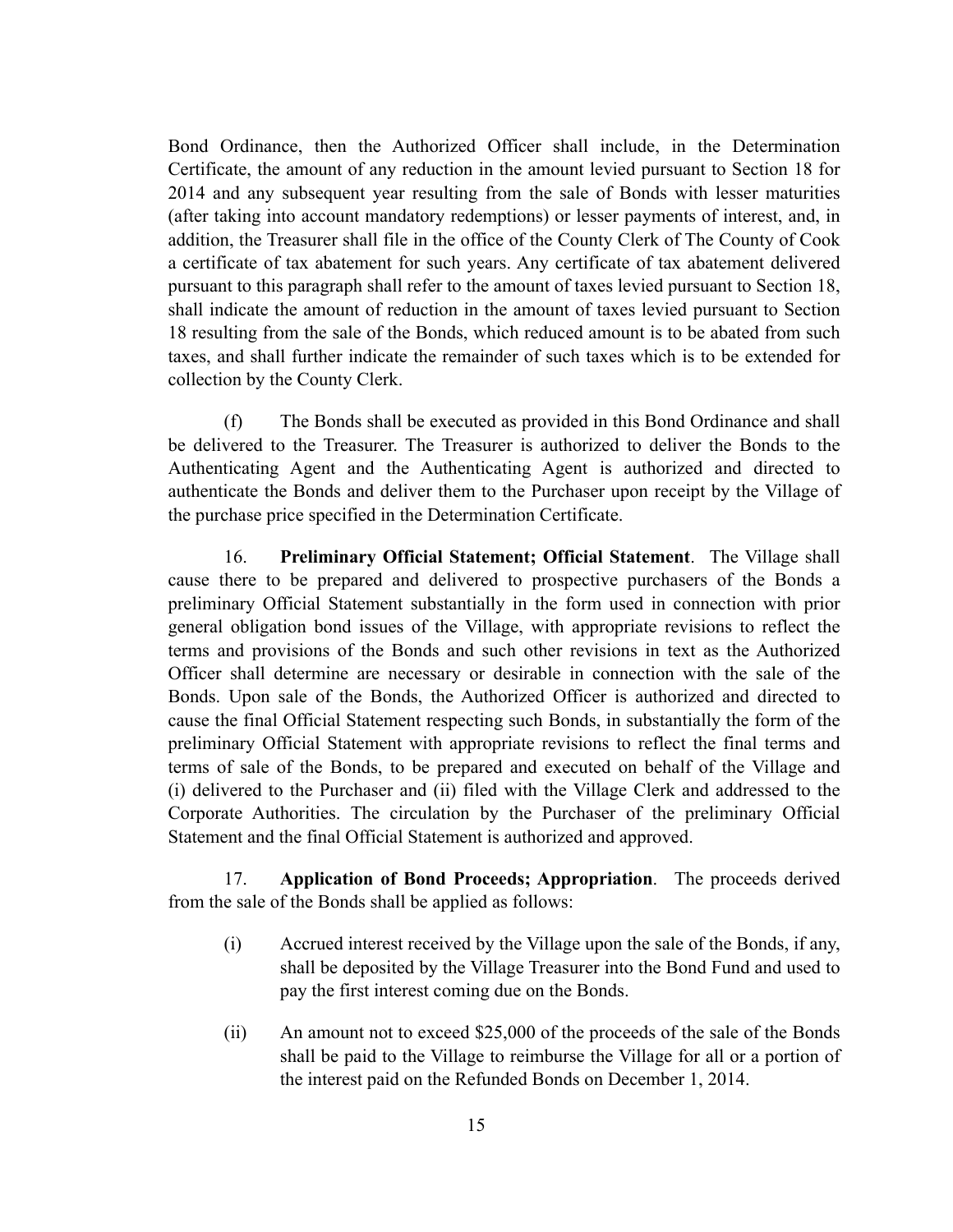Bond Ordinance, then the Authorized Officer shall include, in the Determination Certificate, the amount of any reduction in the amount levied pursuant to Section 18 for 2014 and any subsequent year resulting from the sale of Bonds with lesser maturities (after taking into account mandatory redemptions) or lesser payments of interest, and, in addition, the Treasurer shall file in the office of the County Clerk of The County of Cook a certificate of tax abatement for such years. Any certificate of tax abatement delivered pursuant to this paragraph shall refer to the amount of taxes levied pursuant to Section 18, shall indicate the amount of reduction in the amount of taxes levied pursuant to Section 18 resulting from the sale of the Bonds, which reduced amount is to be abated from such taxes, and shall further indicate the remainder of such taxes which is to be extended for collection by the County Clerk.

(f) The Bonds shall be executed as provided in this Bond Ordinance and shall be delivered to the Treasurer. The Treasurer is authorized to deliver the Bonds to the Authenticating Agent and the Authenticating Agent is authorized and directed to authenticate the Bonds and deliver them to the Purchaser upon receipt by the Village of the purchase price specified in the Determination Certificate.

16. **Preliminary Official Statement; Official Statement**. The Village shall cause there to be prepared and delivered to prospective purchasers of the Bonds a preliminary Official Statement substantially in the form used in connection with prior general obligation bond issues of the Village, with appropriate revisions to reflect the terms and provisions of the Bonds and such other revisions in text as the Authorized Officer shall determine are necessary or desirable in connection with the sale of the Bonds. Upon sale of the Bonds, the Authorized Officer is authorized and directed to cause the final Official Statement respecting such Bonds, in substantially the form of the preliminary Official Statement with appropriate revisions to reflect the final terms and terms of sale of the Bonds, to be prepared and executed on behalf of the Village and (i) delivered to the Purchaser and (ii) filed with the Village Clerk and addressed to the Corporate Authorities. The circulation by the Purchaser of the preliminary Official Statement and the final Official Statement is authorized and approved.

17. **Application of Bond Proceeds; Appropriation**. The proceeds derived from the sale of the Bonds shall be applied as follows:

(i) Accrued interest received by the Village upon the sale of the Bonds, if any, shall be deposited by the Village Treasurer into the Bond Fund and used to pay the first interest coming due on the Bonds.

(ii) An amount not to exceed $25,000 of the proceeds of the sale of the Bonds shall be paid to the Village to reimburse the Village for all or a portion of the interest paid on the Refunded Bonds on December 1, 2014.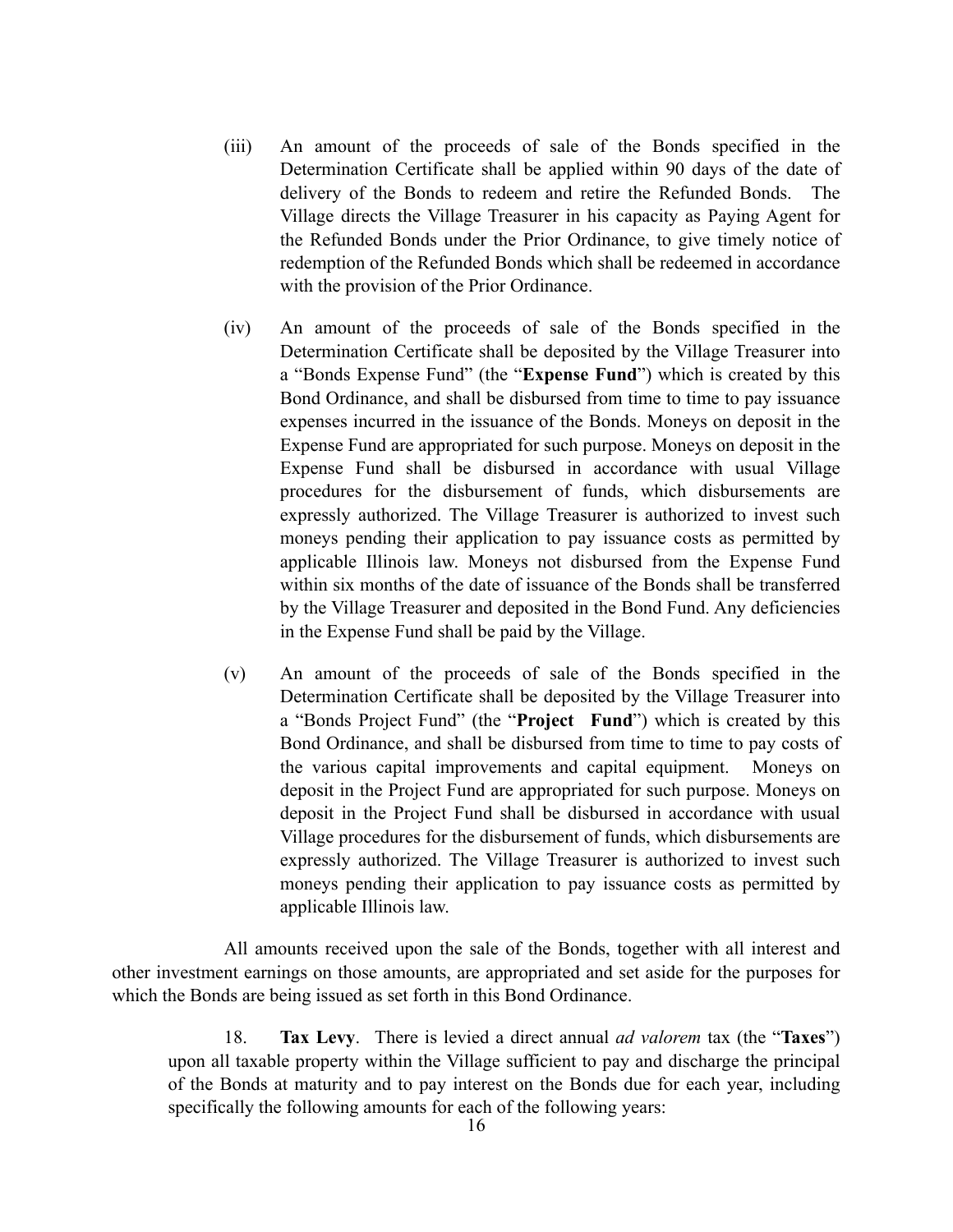(iii) An amount of the proceeds of sale of the Bonds specified in the Determination Certificate shall be applied within 90 days of the date of delivery of the Bonds to redeem and retire the Refunded Bonds. The Village directs the Village Treasurer in his capacity as Paying Agent for the Refunded Bonds under the Prior Ordinance, to give timely notice of redemption of the Refunded Bonds which shall be redeemed in accordance with the provision of the Prior Ordinance.

(iv) An amount of the proceeds of sale of the Bonds specified in the Determination Certificate shall be deposited by the Village Treasurer into a "Bonds Expense Fund" (the "**Expense Fund**") which is created by this Bond Ordinance, and shall be disbursed from time to time to pay issuance expenses incurred in the issuance of the Bonds. Moneys on deposit in the Expense Fund are appropriated for such purpose. Moneys on deposit in the Expense Fund shall be disbursed in accordance with usual Village procedures for the disbursement of funds, which disbursements are expressly authorized. The Village Treasurer is authorized to invest such moneys pending their application to pay issuance costs as permitted by applicable Illinois law. Moneys not disbursed from the Expense Fund within six months of the date of issuance of the Bonds shall be transferred by the Village Treasurer and deposited in the Bond Fund. Any deficiencies in the Expense Fund shall be paid by the Village.

(v) An amount of the proceeds of sale of the Bonds specified in the Determination Certificate shall be deposited by the Village Treasurer into a "Bonds Project Fund" (the "**Project Fund**") which is created by this Bond Ordinance, and shall be disbursed from time to time to pay costs of the various capital improvements and capital equipment. Moneys on deposit in the Project Fund are appropriated for such purpose. Moneys on deposit in the Project Fund shall be disbursed in accordance with usual Village procedures for the disbursement of funds, which disbursements are expressly authorized. The Village Treasurer is authorized to invest such moneys pending their application to pay issuance costs as permitted by applicable Illinois law.

All amounts received upon the sale of the Bonds, together with all interest and other investment earnings on those amounts, are appropriated and set aside for the purposes for which the Bonds are being issued as set forth in this Bond Ordinance.

18. **Tax Levy**. There is levied a direct annual *ad valorem* tax (the "**Taxes**") upon all taxable property within the Village sufficient to pay and discharge the principal of the Bonds at maturity and to pay interest on the Bonds due for each year, including specifically the following amounts for each of the following years: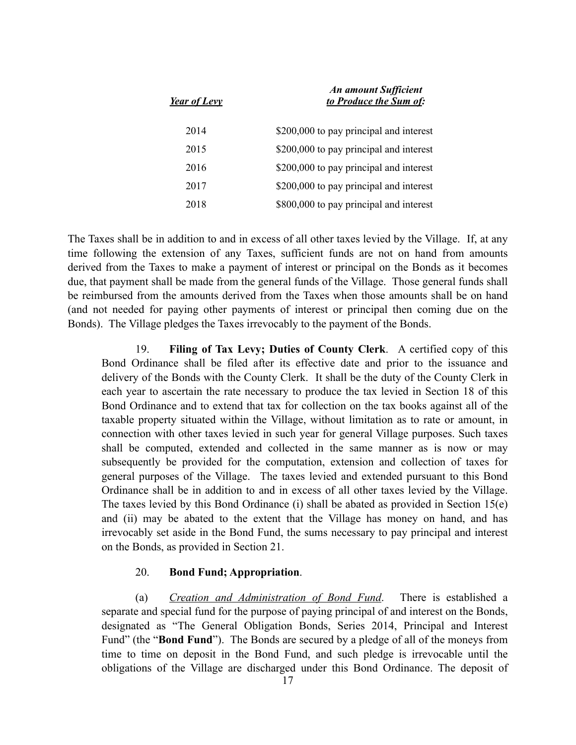| *Year of Levy* | *An amount Sufficient to Produce the Sum of:* |
|---|---|
| 2014 | \$200,000 to pay principal and interest |
| 2015 | \$200,000 to pay principal and interest |
| 2016 | \$200,000 to pay principal and interest |
| 2017 | \$200,000 to pay principal and interest |
| 2018 | \$800,000 to pay principal and interest |

The Taxes shall be in addition to and in excess of all other taxes levied by the Village. If, at any time following the extension of any Taxes, sufficient funds are not on hand from amounts derived from the Taxes to make a payment of interest or principal on the Bonds as it becomes due, that payment shall be made from the general funds of the Village. Those general funds shall be reimbursed from the amounts derived from the Taxes when those amounts shall be on hand (and not needed for paying other payments of interest or principal then coming due on the Bonds). The Village pledges the Taxes irrevocably to the payment of the Bonds.

19. **Filing of Tax Levy; Duties of County Clerk**. A certified copy of this Bond Ordinance shall be filed after its effective date and prior to the issuance and delivery of the Bonds with the County Clerk. It shall be the duty of the County Clerk in each year to ascertain the rate necessary to produce the tax levied in Section 18 of this Bond Ordinance and to extend that tax for collection on the tax books against all of the taxable property situated within the Village, without limitation as to rate or amount, in connection with other taxes levied in such year for general Village purposes. Such taxes shall be computed, extended and collected in the same manner as is now or may subsequently be provided for the computation, extension and collection of taxes for general purposes of the Village. The taxes levied and extended pursuant to this Bond Ordinance shall be in addition to and in excess of all other taxes levied by the Village. The taxes levied by this Bond Ordinance (i) shall be abated as provided in Section 15(e) and (ii) may be abated to the extent that the Village has money on hand, and has irrevocably set aside in the Bond Fund, the sums necessary to pay principal and interest on the Bonds, as provided in Section 21.

20. **Bond Fund; Appropriation**.

(a) *Creation and Administration of Bond Fund*. There is established a separate and special fund for the purpose of paying principal of and interest on the Bonds, designated as "The General Obligation Bonds, Series 2014, Principal and Interest Fund" (the "**Bond Fund**"). The Bonds are secured by a pledge of all of the moneys from time to time on deposit in the Bond Fund, and such pledge is irrevocable until the obligations of the Village are discharged under this Bond Ordinance. The deposit of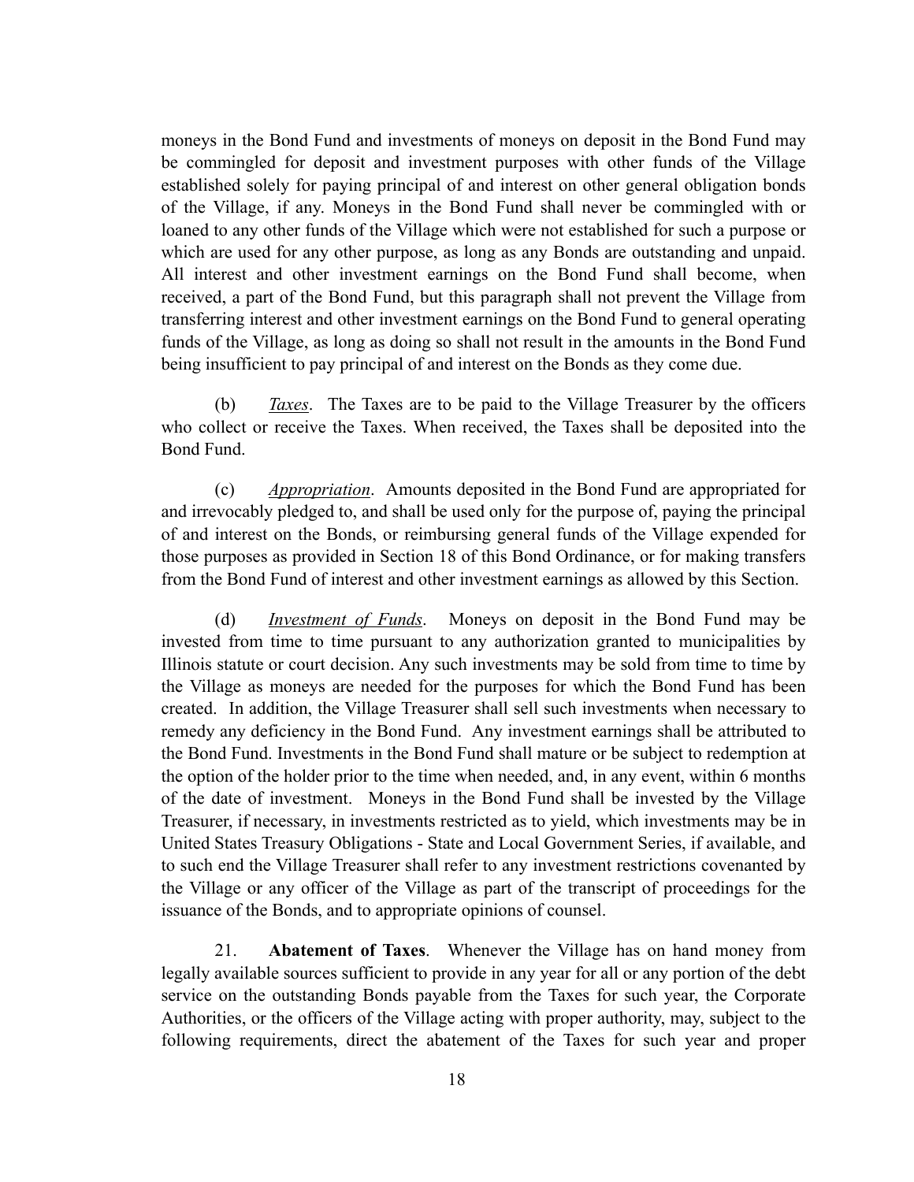moneys in the Bond Fund and investments of moneys on deposit in the Bond Fund may be commingled for deposit and investment purposes with other funds of the Village established solely for paying principal of and interest on other general obligation bonds of the Village, if any. Moneys in the Bond Fund shall never be commingled with or loaned to any other funds of the Village which were not established for such a purpose or which are used for any other purpose, as long as any Bonds are outstanding and unpaid. All interest and other investment earnings on the Bond Fund shall become, when received, a part of the Bond Fund, but this paragraph shall not prevent the Village from transferring interest and other investment earnings on the Bond Fund to general operating funds of the Village, as long as doing so shall not result in the amounts in the Bond Fund being insufficient to pay principal of and interest on the Bonds as they come due.

(b) *Taxes*. The Taxes are to be paid to the Village Treasurer by the officers who collect or receive the Taxes. When received, the Taxes shall be deposited into the Bond Fund.

(c) *Appropriation*. Amounts deposited in the Bond Fund are appropriated for and irrevocably pledged to, and shall be used only for the purpose of, paying the principal of and interest on the Bonds, or reimbursing general funds of the Village expended for those purposes as provided in Section 18 of this Bond Ordinance, or for making transfers from the Bond Fund of interest and other investment earnings as allowed by this Section.

(d) *Investment of Funds*. Moneys on deposit in the Bond Fund may be invested from time to time pursuant to any authorization granted to municipalities by Illinois statute or court decision. Any such investments may be sold from time to time by the Village as moneys are needed for the purposes for which the Bond Fund has been created. In addition, the Village Treasurer shall sell such investments when necessary to remedy any deficiency in the Bond Fund. Any investment earnings shall be attributed to the Bond Fund. Investments in the Bond Fund shall mature or be subject to redemption at the option of the holder prior to the time when needed, and, in any event, within 6 months of the date of investment. Moneys in the Bond Fund shall be invested by the Village Treasurer, if necessary, in investments restricted as to yield, which investments may be in United States Treasury Obligations - State and Local Government Series, if available, and to such end the Village Treasurer shall refer to any investment restrictions covenanted by the Village or any officer of the Village as part of the transcript of proceedings for the issuance of the Bonds, and to appropriate opinions of counsel.

21. **Abatement of Taxes**. Whenever the Village has on hand money from legally available sources sufficient to provide in any year for all or any portion of the debt service on the outstanding Bonds payable from the Taxes for such year, the Corporate Authorities, or the officers of the Village acting with proper authority, may, subject to the following requirements, direct the abatement of the Taxes for such year and proper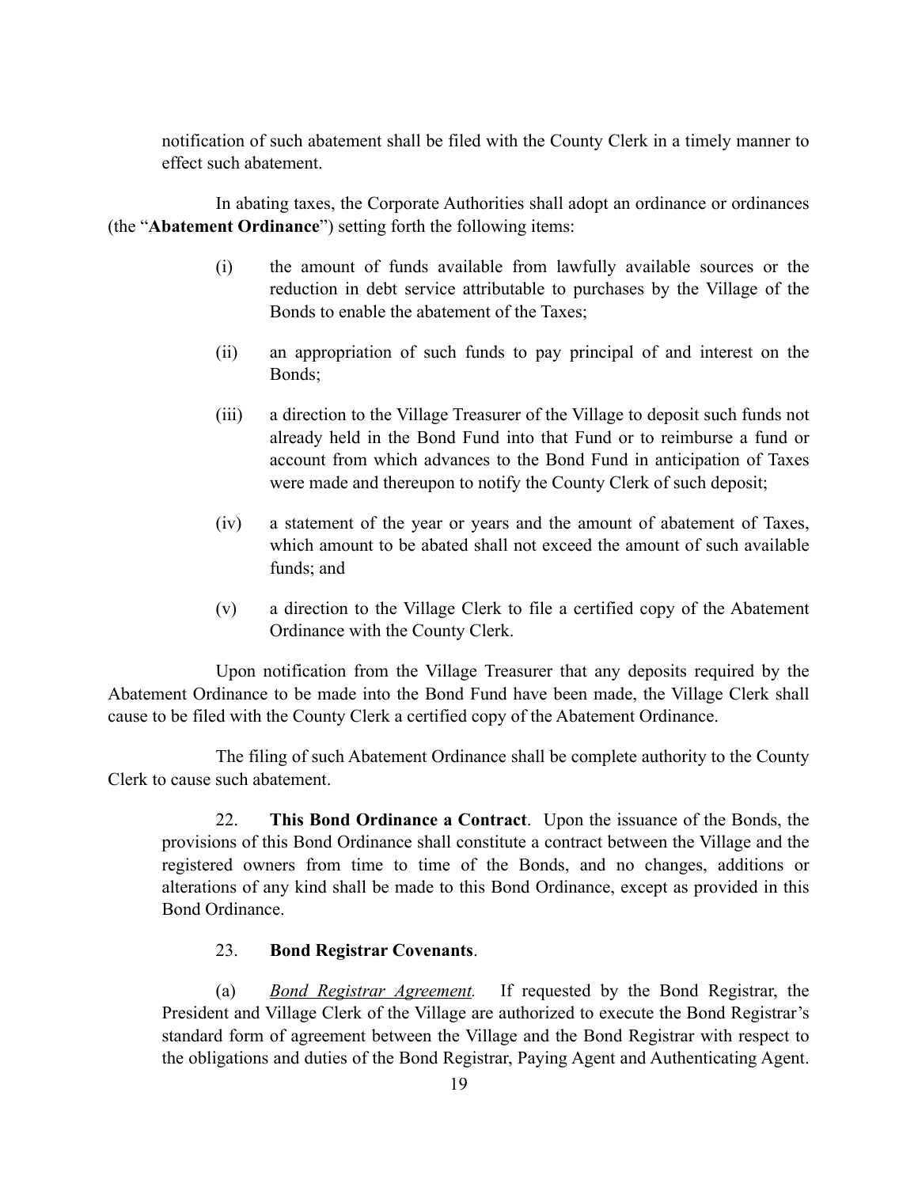notification of such abatement shall be filed with the County Clerk in a timely manner to effect such abatement.

In abating taxes, the Corporate Authorities shall adopt an ordinance or ordinances (the "**Abatement Ordinance**") setting forth the following items:

(i) the amount of funds available from lawfully available sources or the reduction in debt service attributable to purchases by the Village of the Bonds to enable the abatement of the Taxes;

(ii) an appropriation of such funds to pay principal of and interest on the Bonds;

(iii) a direction to the Village Treasurer of the Village to deposit such funds not already held in the Bond Fund into that Fund or to reimburse a fund or account from which advances to the Bond Fund in anticipation of Taxes were made and thereupon to notify the County Clerk of such deposit;

(iv) a statement of the year or years and the amount of abatement of Taxes, which amount to be abated shall not exceed the amount of such available funds; and

(v) a direction to the Village Clerk to file a certified copy of the Abatement Ordinance with the County Clerk.

Upon notification from the Village Treasurer that any deposits required by the Abatement Ordinance to be made into the Bond Fund have been made, the Village Clerk shall cause to be filed with the County Clerk a certified copy of the Abatement Ordinance.

The filing of such Abatement Ordinance shall be complete authority to the County Clerk to cause such abatement.

22. **This Bond Ordinance a Contract**. Upon the issuance of the Bonds, the provisions of this Bond Ordinance shall constitute a contract between the Village and the registered owners from time to time of the Bonds, and no changes, additions or alterations of any kind shall be made to this Bond Ordinance, except as provided in this Bond Ordinance.

23. **Bond Registrar Covenants**.

(a) *Bond Registrar Agreement.* If requested by the Bond Registrar, the President and Village Clerk of the Village are authorized to execute the Bond Registrar's standard form of agreement between the Village and the Bond Registrar with respect to the obligations and duties of the Bond Registrar, Paying Agent and Authenticating Agent.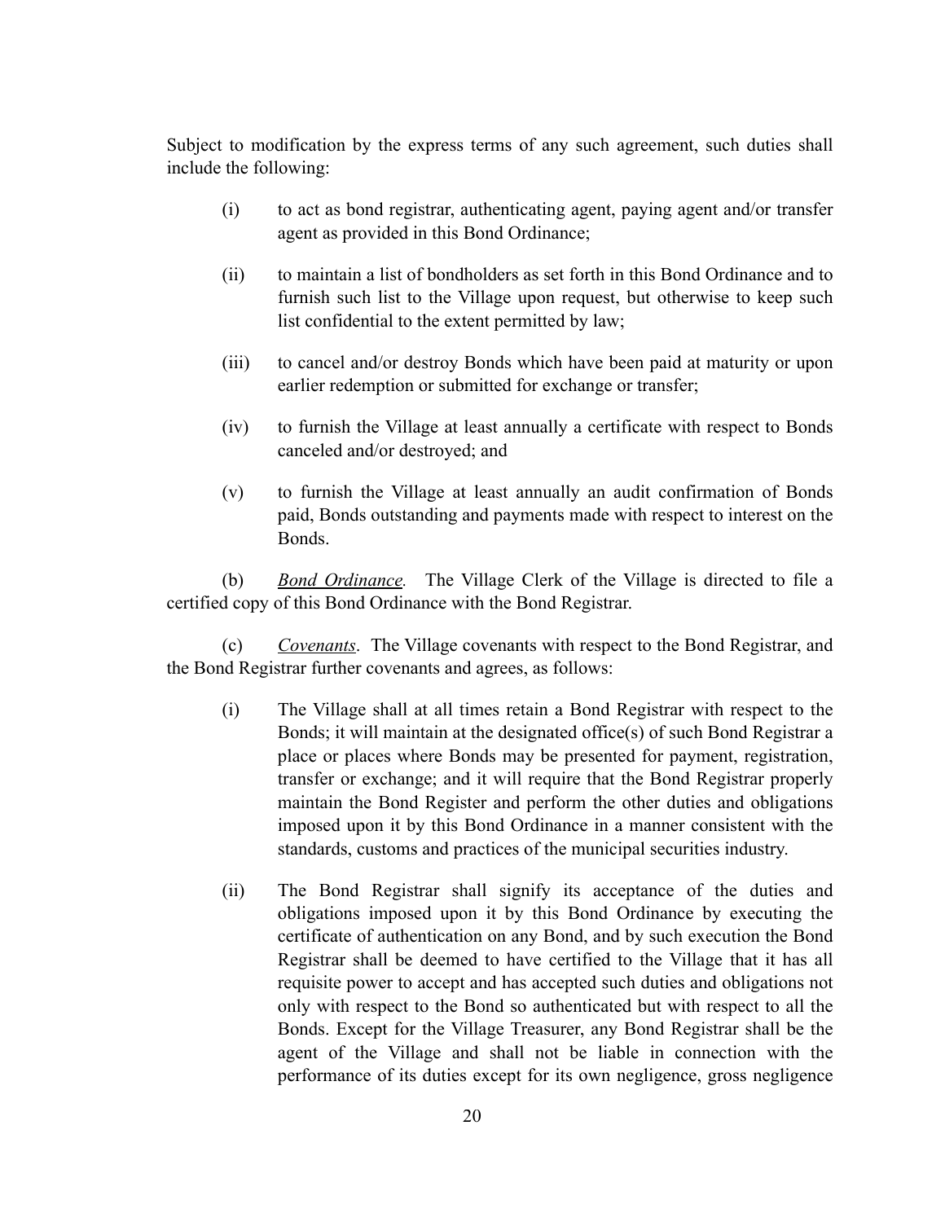Subject to modification by the express terms of any such agreement, such duties shall include the following:

(i) to act as bond registrar, authenticating agent, paying agent and/or transfer agent as provided in this Bond Ordinance;

(ii) to maintain a list of bondholders as set forth in this Bond Ordinance and to furnish such list to the Village upon request, but otherwise to keep such list confidential to the extent permitted by law;

(iii) to cancel and/or destroy Bonds which have been paid at maturity or upon earlier redemption or submitted for exchange or transfer;

(iv) to furnish the Village at least annually a certificate with respect to Bonds canceled and/or destroyed; and

(v) to furnish the Village at least annually an audit confirmation of Bonds paid, Bonds outstanding and payments made with respect to interest on the Bonds.

(b) *Bond Ordinance.* The Village Clerk of the Village is directed to file a certified copy of this Bond Ordinance with the Bond Registrar.

(c) *Covenants*. The Village covenants with respect to the Bond Registrar, and the Bond Registrar further covenants and agrees, as follows:

(i) The Village shall at all times retain a Bond Registrar with respect to the Bonds; it will maintain at the designated office(s) of such Bond Registrar a place or places where Bonds may be presented for payment, registration, transfer or exchange; and it will require that the Bond Registrar properly maintain the Bond Register and perform the other duties and obligations imposed upon it by this Bond Ordinance in a manner consistent with the standards, customs and practices of the municipal securities industry.

(ii) The Bond Registrar shall signify its acceptance of the duties and obligations imposed upon it by this Bond Ordinance by executing the certificate of authentication on any Bond, and by such execution the Bond Registrar shall be deemed to have certified to the Village that it has all requisite power to accept and has accepted such duties and obligations not only with respect to the Bond so authenticated but with respect to all the Bonds. Except for the Village Treasurer, any Bond Registrar shall be the agent of the Village and shall not be liable in connection with the performance of its duties except for its own negligence, gross negligence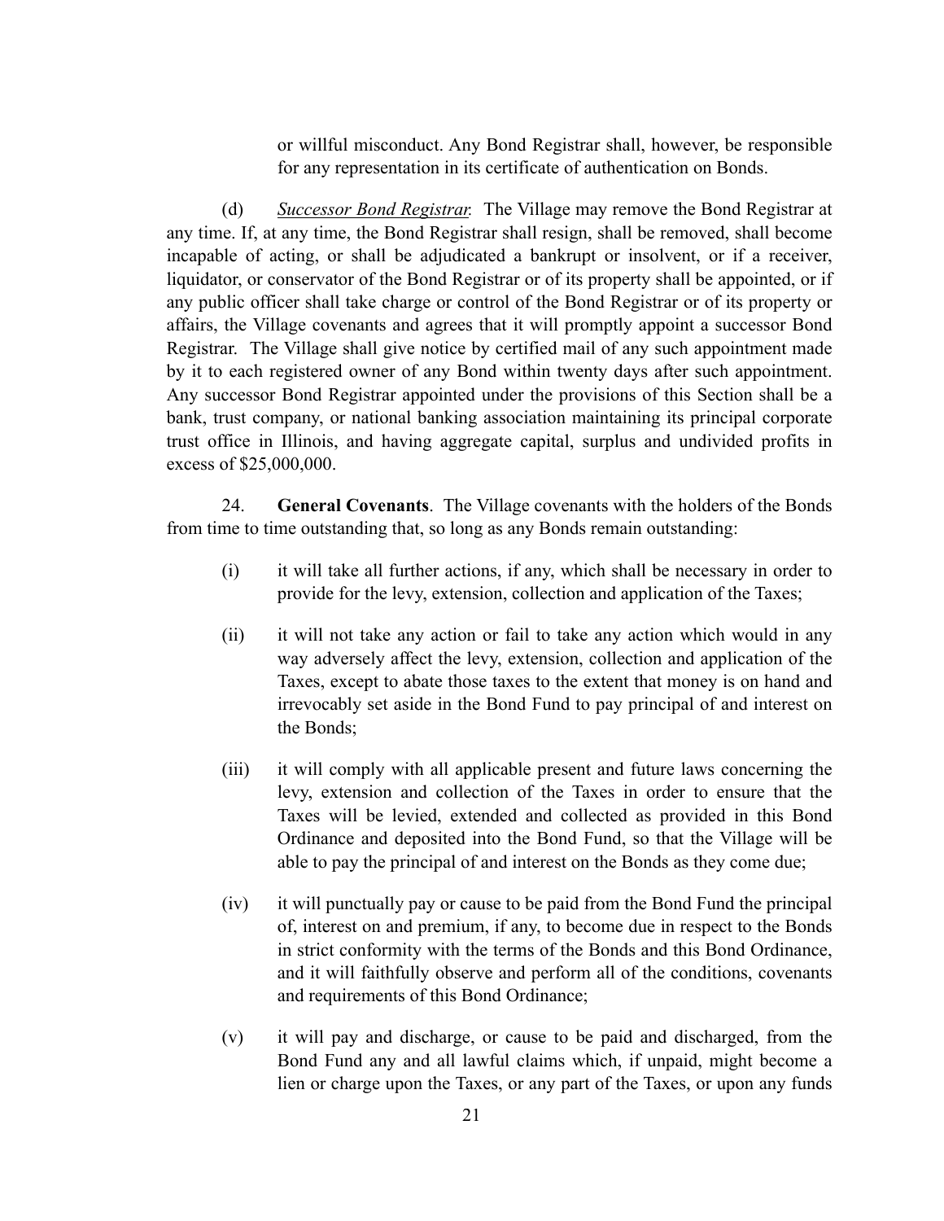or willful misconduct. Any Bond Registrar shall, however, be responsible for any representation in its certificate of authentication on Bonds.

(d) *Successor Bond Registrar.* The Village may remove the Bond Registrar at any time. If, at any time, the Bond Registrar shall resign, shall be removed, shall become incapable of acting, or shall be adjudicated a bankrupt or insolvent, or if a receiver, liquidator, or conservator of the Bond Registrar or of its property shall be appointed, or if any public officer shall take charge or control of the Bond Registrar or of its property or affairs, the Village covenants and agrees that it will promptly appoint a successor Bond Registrar. The Village shall give notice by certified mail of any such appointment made by it to each registered owner of any Bond within twenty days after such appointment. Any successor Bond Registrar appointed under the provisions of this Section shall be a bank, trust company, or national banking association maintaining its principal corporate trust office in Illinois, and having aggregate capital, surplus and undivided profits in excess of $25,000,000.

24. **General Covenants**. The Village covenants with the holders of the Bonds from time to time outstanding that, so long as any Bonds remain outstanding:

(i) it will take all further actions, if any, which shall be necessary in order to provide for the levy, extension, collection and application of the Taxes;

(ii) it will not take any action or fail to take any action which would in any way adversely affect the levy, extension, collection and application of the Taxes, except to abate those taxes to the extent that money is on hand and irrevocably set aside in the Bond Fund to pay principal of and interest on the Bonds;

(iii) it will comply with all applicable present and future laws concerning the levy, extension and collection of the Taxes in order to ensure that the Taxes will be levied, extended and collected as provided in this Bond Ordinance and deposited into the Bond Fund, so that the Village will be able to pay the principal of and interest on the Bonds as they come due;

(iv) it will punctually pay or cause to be paid from the Bond Fund the principal of, interest on and premium, if any, to become due in respect to the Bonds in strict conformity with the terms of the Bonds and this Bond Ordinance, and it will faithfully observe and perform all of the conditions, covenants and requirements of this Bond Ordinance;

(v) it will pay and discharge, or cause to be paid and discharged, from the Bond Fund any and all lawful claims which, if unpaid, might become a lien or charge upon the Taxes, or any part of the Taxes, or upon any funds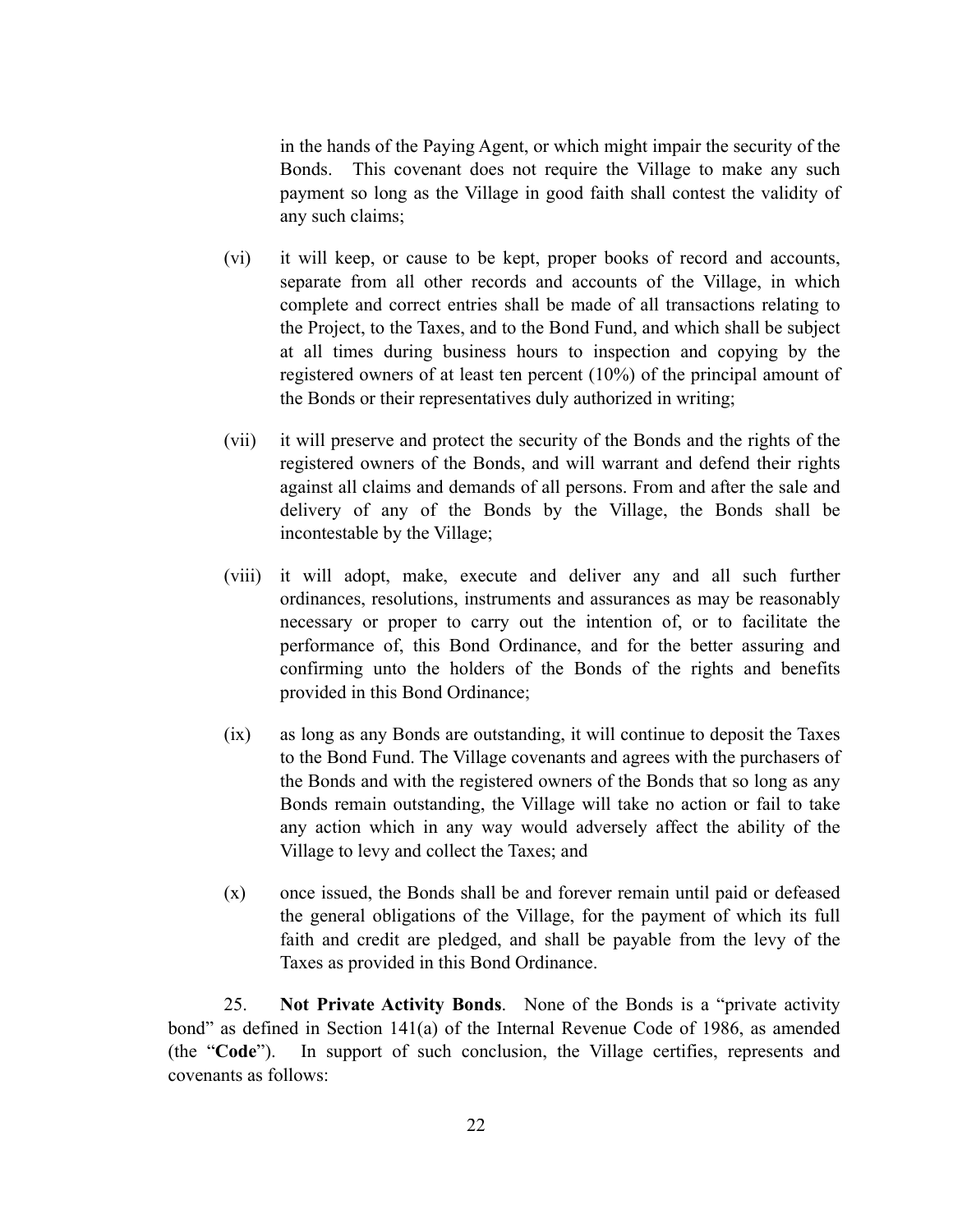in the hands of the Paying Agent, or which might impair the security of the Bonds. This covenant does not require the Village to make any such payment so long as the Village in good faith shall contest the validity of any such claims;

(vi) it will keep, or cause to be kept, proper books of record and accounts, separate from all other records and accounts of the Village, in which complete and correct entries shall be made of all transactions relating to the Project, to the Taxes, and to the Bond Fund, and which shall be subject at all times during business hours to inspection and copying by the registered owners of at least ten percent (10%) of the principal amount of the Bonds or their representatives duly authorized in writing;

(vii) it will preserve and protect the security of the Bonds and the rights of the registered owners of the Bonds, and will warrant and defend their rights against all claims and demands of all persons. From and after the sale and delivery of any of the Bonds by the Village, the Bonds shall be incontestable by the Village;

(viii) it will adopt, make, execute and deliver any and all such further ordinances, resolutions, instruments and assurances as may be reasonably necessary or proper to carry out the intention of, or to facilitate the performance of, this Bond Ordinance, and for the better assuring and confirming unto the holders of the Bonds of the rights and benefits provided in this Bond Ordinance;

(ix) as long as any Bonds are outstanding, it will continue to deposit the Taxes to the Bond Fund. The Village covenants and agrees with the purchasers of the Bonds and with the registered owners of the Bonds that so long as any Bonds remain outstanding, the Village will take no action or fail to take any action which in any way would adversely affect the ability of the Village to levy and collect the Taxes; and

(x) once issued, the Bonds shall be and forever remain until paid or defeased the general obligations of the Village, for the payment of which its full faith and credit are pledged, and shall be payable from the levy of the Taxes as provided in this Bond Ordinance.

25. **Not Private Activity Bonds**. None of the Bonds is a "private activity bond" as defined in Section 141(a) of the Internal Revenue Code of 1986, as amended (the "**Code**"). In support of such conclusion, the Village certifies, represents and covenants as follows: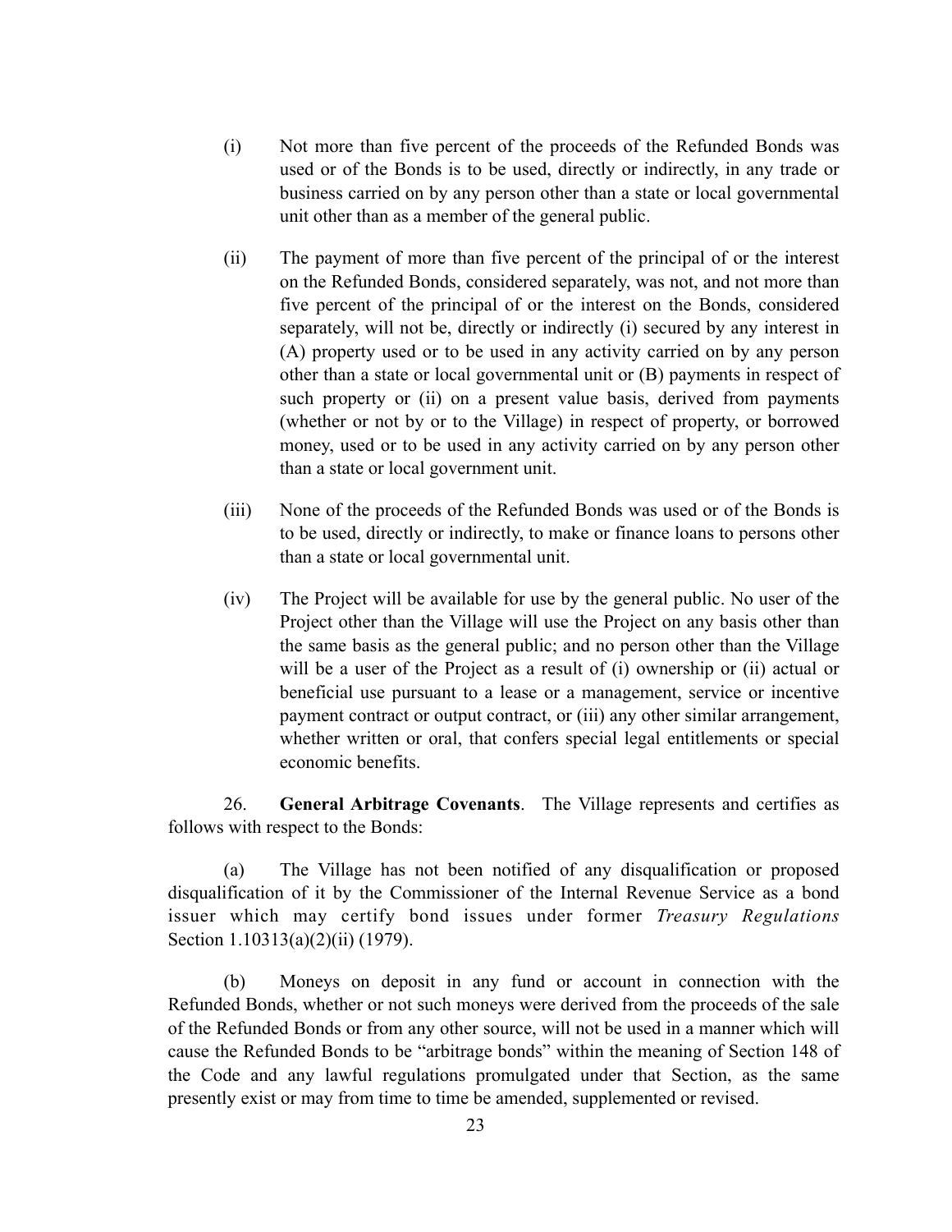(i) Not more than five percent of the proceeds of the Refunded Bonds was used or of the Bonds is to be used, directly or indirectly, in any trade or business carried on by any person other than a state or local governmental unit other than as a member of the general public.

(ii) The payment of more than five percent of the principal of or the interest on the Refunded Bonds, considered separately, was not, and not more than five percent of the principal of or the interest on the Bonds, considered separately, will not be, directly or indirectly (i) secured by any interest in (A) property used or to be used in any activity carried on by any person other than a state or local governmental unit or (B) payments in respect of such property or (ii) on a present value basis, derived from payments (whether or not by or to the Village) in respect of property, or borrowed money, used or to be used in any activity carried on by any person other than a state or local government unit.

(iii) None of the proceeds of the Refunded Bonds was used or of the Bonds is to be used, directly or indirectly, to make or finance loans to persons other than a state or local governmental unit.

(iv) The Project will be available for use by the general public. No user of the Project other than the Village will use the Project on any basis other than the same basis as the general public; and no person other than the Village will be a user of the Project as a result of (i) ownership or (ii) actual or beneficial use pursuant to a lease or a management, service or incentive payment contract or output contract, or (iii) any other similar arrangement, whether written or oral, that confers special legal entitlements or special economic benefits.

26. **General Arbitrage Covenants**. The Village represents and certifies as follows with respect to the Bonds:

(a) The Village has not been notified of any disqualification or proposed disqualification of it by the Commissioner of the Internal Revenue Service as a bond issuer which may certify bond issues under former *Treasury Regulations* Section 1.10313(a)(2)(ii) (1979).

(b) Moneys on deposit in any fund or account in connection with the Refunded Bonds, whether or not such moneys were derived from the proceeds of the sale of the Refunded Bonds or from any other source, will not be used in a manner which will cause the Refunded Bonds to be "arbitrage bonds" within the meaning of Section 148 of the Code and any lawful regulations promulgated under that Section, as the same presently exist or may from time to time be amended, supplemented or revised.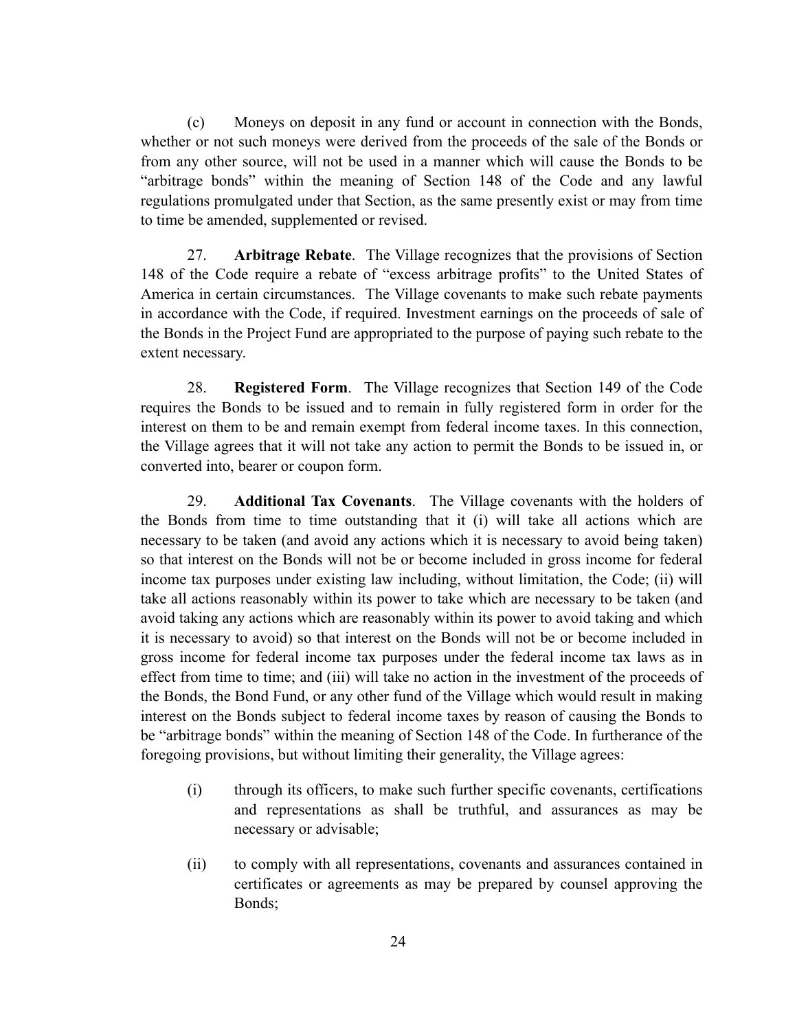(c) Moneys on deposit in any fund or account in connection with the Bonds, whether or not such moneys were derived from the proceeds of the sale of the Bonds or from any other source, will not be used in a manner which will cause the Bonds to be "arbitrage bonds" within the meaning of Section 148 of the Code and any lawful regulations promulgated under that Section, as the same presently exist or may from time to time be amended, supplemented or revised.

27. **Arbitrage Rebate**. The Village recognizes that the provisions of Section 148 of the Code require a rebate of "excess arbitrage profits" to the United States of America in certain circumstances. The Village covenants to make such rebate payments in accordance with the Code, if required. Investment earnings on the proceeds of sale of the Bonds in the Project Fund are appropriated to the purpose of paying such rebate to the extent necessary.

28. **Registered Form**. The Village recognizes that Section 149 of the Code requires the Bonds to be issued and to remain in fully registered form in order for the interest on them to be and remain exempt from federal income taxes. In this connection, the Village agrees that it will not take any action to permit the Bonds to be issued in, or converted into, bearer or coupon form.

29. **Additional Tax Covenants**. The Village covenants with the holders of the Bonds from time to time outstanding that it (i) will take all actions which are necessary to be taken (and avoid any actions which it is necessary to avoid being taken) so that interest on the Bonds will not be or become included in gross income for federal income tax purposes under existing law including, without limitation, the Code; (ii) will take all actions reasonably within its power to take which are necessary to be taken (and avoid taking any actions which are reasonably within its power to avoid taking and which it is necessary to avoid) so that interest on the Bonds will not be or become included in gross income for federal income tax purposes under the federal income tax laws as in effect from time to time; and (iii) will take no action in the investment of the proceeds of the Bonds, the Bond Fund, or any other fund of the Village which would result in making interest on the Bonds subject to federal income taxes by reason of causing the Bonds to be "arbitrage bonds" within the meaning of Section 148 of the Code. In furtherance of the foregoing provisions, but without limiting their generality, the Village agrees:

(i) through its officers, to make such further specific covenants, certifications and representations as shall be truthful, and assurances as may be necessary or advisable;

(ii) to comply with all representations, covenants and assurances contained in certificates or agreements as may be prepared by counsel approving the Bonds;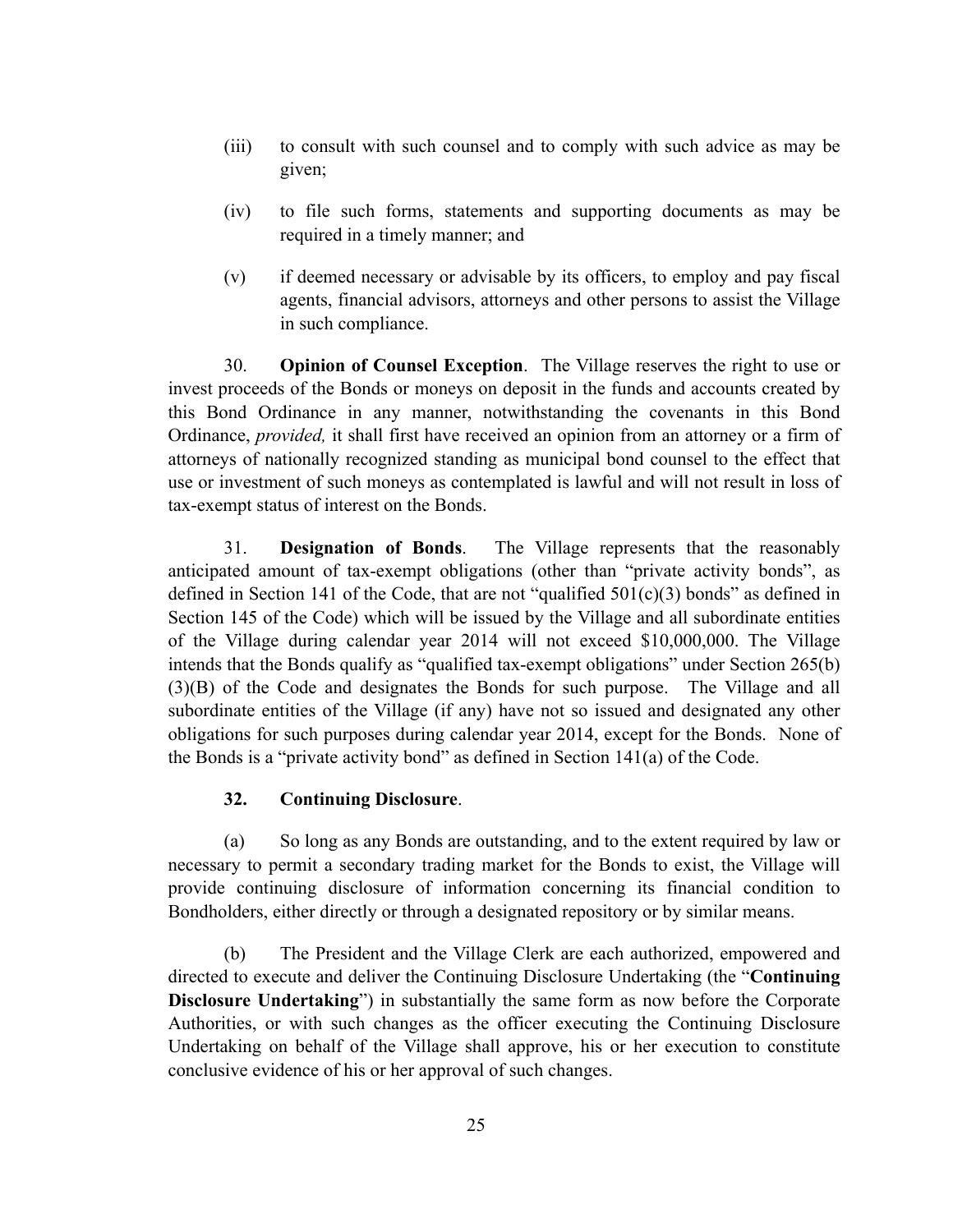(iii) to consult with such counsel and to comply with such advice as may be given;

(iv) to file such forms, statements and supporting documents as may be required in a timely manner; and

(v) if deemed necessary or advisable by its officers, to employ and pay fiscal agents, financial advisors, attorneys and other persons to assist the Village in such compliance.

30. **Opinion of Counsel Exception**. The Village reserves the right to use or invest proceeds of the Bonds or moneys on deposit in the funds and accounts created by this Bond Ordinance in any manner, notwithstanding the covenants in this Bond Ordinance, *provided,* it shall first have received an opinion from an attorney or a firm of attorneys of nationally recognized standing as municipal bond counsel to the effect that use or investment of such moneys as contemplated is lawful and will not result in loss of tax-exempt status of interest on the Bonds.

31. **Designation of Bonds**. The Village represents that the reasonably anticipated amount of tax-exempt obligations (other than "private activity bonds", as defined in Section 141 of the Code, that are not "qualified 501(c)(3) bonds" as defined in Section 145 of the Code) which will be issued by the Village and all subordinate entities of the Village during calendar year 2014 will not exceed $10,000,000. The Village intends that the Bonds qualify as "qualified tax-exempt obligations" under Section 265(b)(3)(B) of the Code and designates the Bonds for such purpose. The Village and all subordinate entities of the Village (if any) have not so issued and designated any other obligations for such purposes during calendar year 2014, except for the Bonds. None of the Bonds is a "private activity bond" as defined in Section 141(a) of the Code.

**32. Continuing Disclosure**.

(a) So long as any Bonds are outstanding, and to the extent required by law or necessary to permit a secondary trading market for the Bonds to exist, the Village will provide continuing disclosure of information concerning its financial condition to Bondholders, either directly or through a designated repository or by similar means.

(b) The President and the Village Clerk are each authorized, empowered and directed to execute and deliver the Continuing Disclosure Undertaking (the "**Continuing Disclosure Undertaking**") in substantially the same form as now before the Corporate Authorities, or with such changes as the officer executing the Continuing Disclosure Undertaking on behalf of the Village shall approve, his or her execution to constitute conclusive evidence of his or her approval of such changes.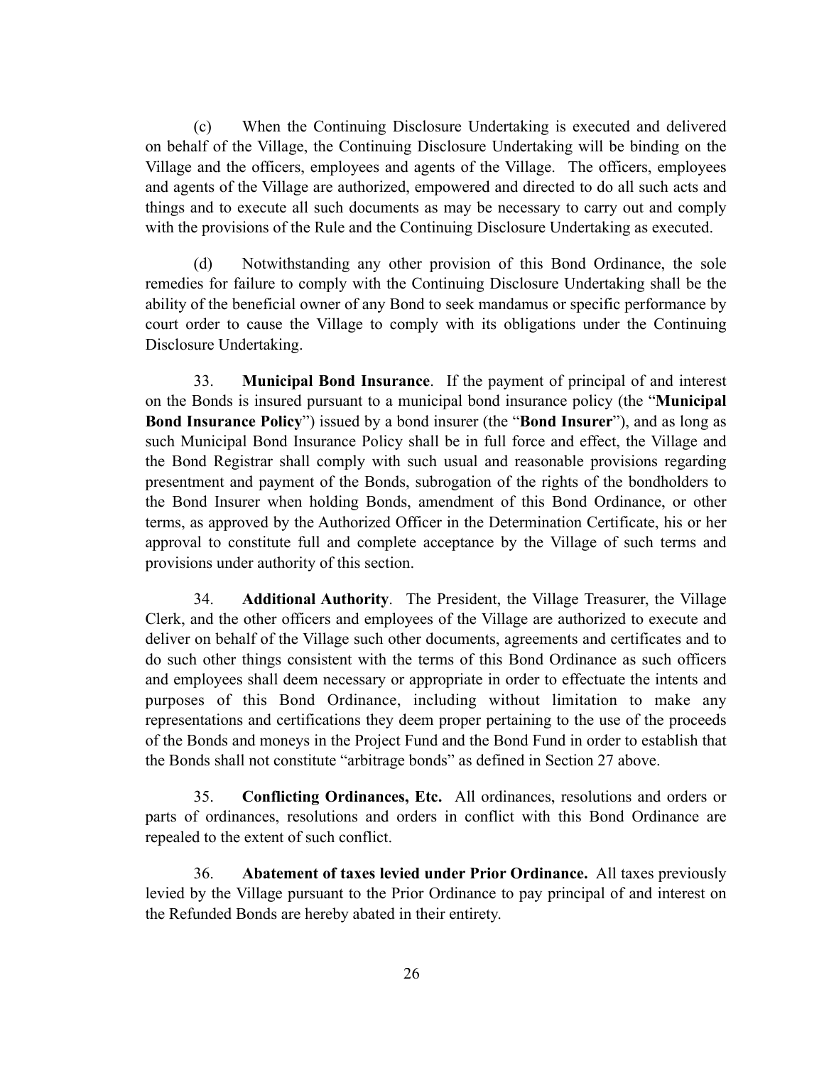(c) When the Continuing Disclosure Undertaking is executed and delivered on behalf of the Village, the Continuing Disclosure Undertaking will be binding on the Village and the officers, employees and agents of the Village. The officers, employees and agents of the Village are authorized, empowered and directed to do all such acts and things and to execute all such documents as may be necessary to carry out and comply with the provisions of the Rule and the Continuing Disclosure Undertaking as executed.

(d) Notwithstanding any other provision of this Bond Ordinance, the sole remedies for failure to comply with the Continuing Disclosure Undertaking shall be the ability of the beneficial owner of any Bond to seek mandamus or specific performance by court order to cause the Village to comply with its obligations under the Continuing Disclosure Undertaking.

33. **Municipal Bond Insurance**. If the payment of principal of and interest on the Bonds is insured pursuant to a municipal bond insurance policy (the "**Municipal Bond Insurance Policy**") issued by a bond insurer (the "**Bond Insurer**"), and as long as such Municipal Bond Insurance Policy shall be in full force and effect, the Village and the Bond Registrar shall comply with such usual and reasonable provisions regarding presentment and payment of the Bonds, subrogation of the rights of the bondholders to the Bond Insurer when holding Bonds, amendment of this Bond Ordinance, or other terms, as approved by the Authorized Officer in the Determination Certificate, his or her approval to constitute full and complete acceptance by the Village of such terms and provisions under authority of this section.

34. **Additional Authority**. The President, the Village Treasurer, the Village Clerk, and the other officers and employees of the Village are authorized to execute and deliver on behalf of the Village such other documents, agreements and certificates and to do such other things consistent with the terms of this Bond Ordinance as such officers and employees shall deem necessary or appropriate in order to effectuate the intents and purposes of this Bond Ordinance, including without limitation to make any representations and certifications they deem proper pertaining to the use of the proceeds of the Bonds and moneys in the Project Fund and the Bond Fund in order to establish that the Bonds shall not constitute "arbitrage bonds" as defined in Section 27 above.

35. **Conflicting Ordinances, Etc.** All ordinances, resolutions and orders or parts of ordinances, resolutions and orders in conflict with this Bond Ordinance are repealed to the extent of such conflict.

36. **Abatement of taxes levied under Prior Ordinance.** All taxes previously levied by the Village pursuant to the Prior Ordinance to pay principal of and interest on the Refunded Bonds are hereby abated in their entirety.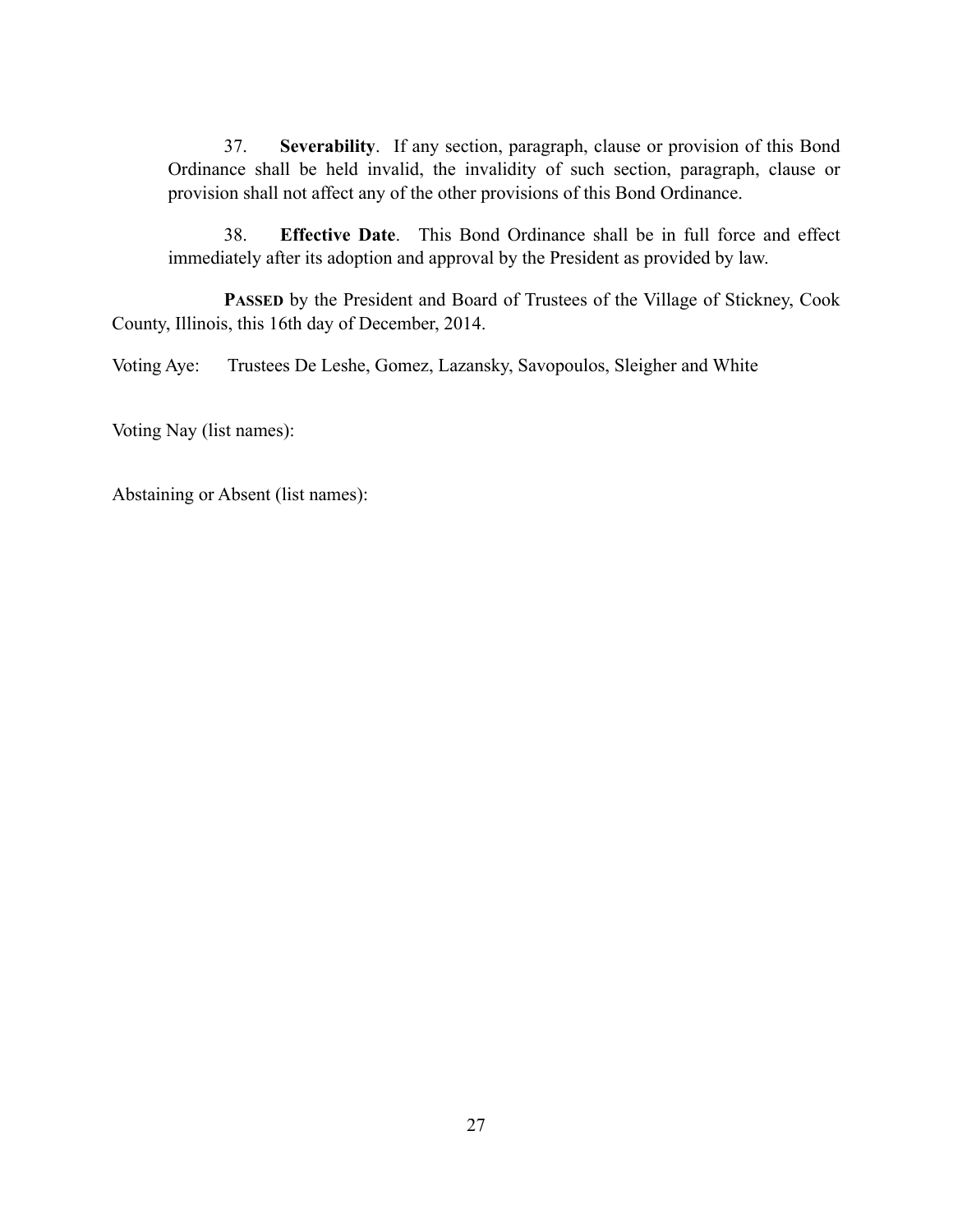37. **Severability**. If any section, paragraph, clause or provision of this Bond Ordinance shall be held invalid, the invalidity of such section, paragraph, clause or provision shall not affect any of the other provisions of this Bond Ordinance.

38. **Effective Date**. This Bond Ordinance shall be in full force and effect immediately after its adoption and approval by the President as provided by law.

**PASSED** by the President and Board of Trustees of the Village of Stickney, Cook County, Illinois, this 16th day of December, 2014.

Voting Aye: Trustees De Leshe, Gomez, Lazansky, Savopoulos, Sleigher and White

Voting Nay (list names):

Abstaining or Absent (list names):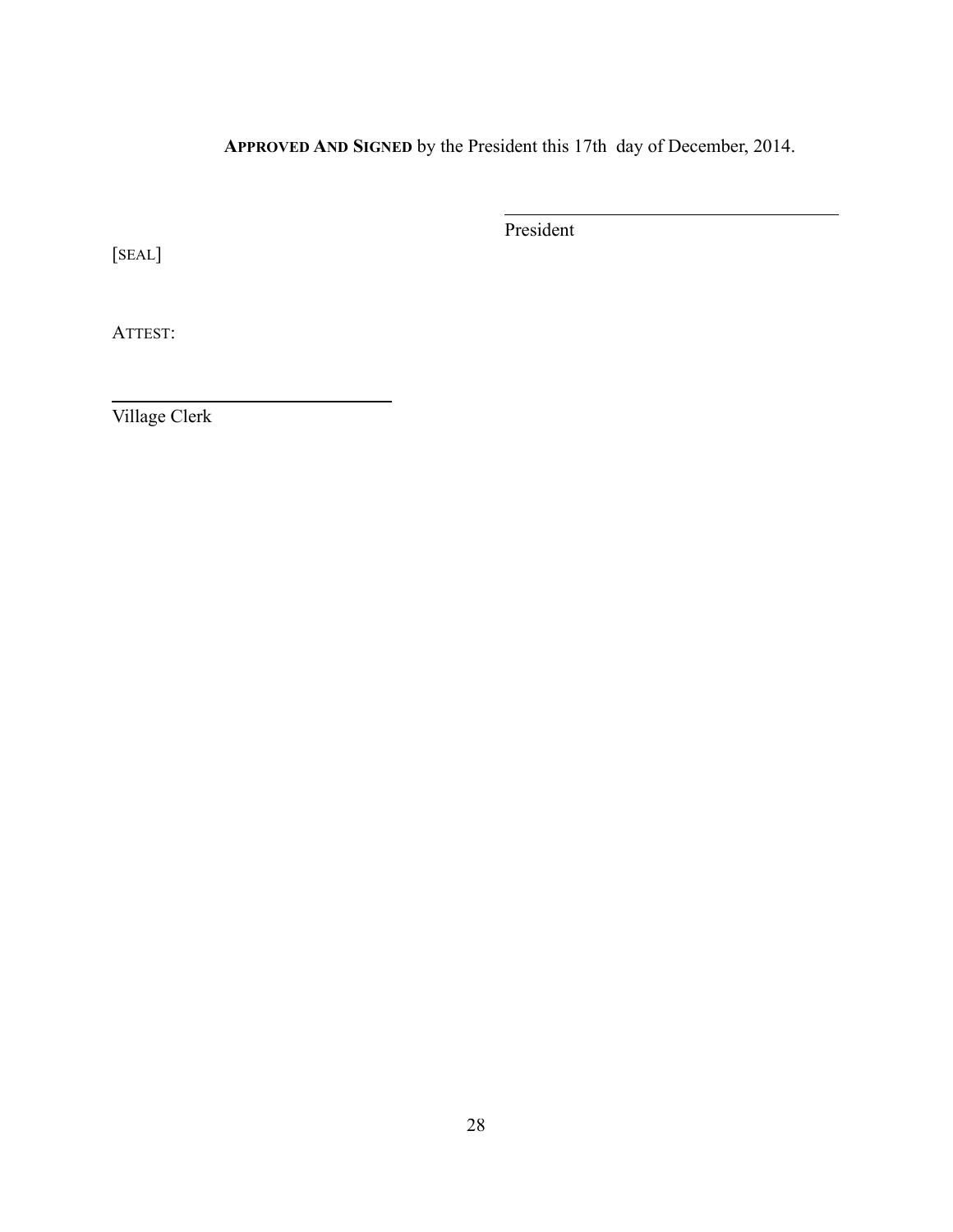**APPROVED AND SIGNED** by the President this 17th day of December, 2014.

\_\_\_\_\_\_\_\_\_\_\_\_\_\_\_\_\_\_\_\_\_\_\_\_\_\_\_\_\_\_\_\_\_\_\_\_
President

[SEAL]

ATTEST:

\_\_\_\_\_\_\_\_\_\_\_\_\_\_\_\_\_\_\_\_\_\_\_\_\_\_\_\_\_\_
Village Clerk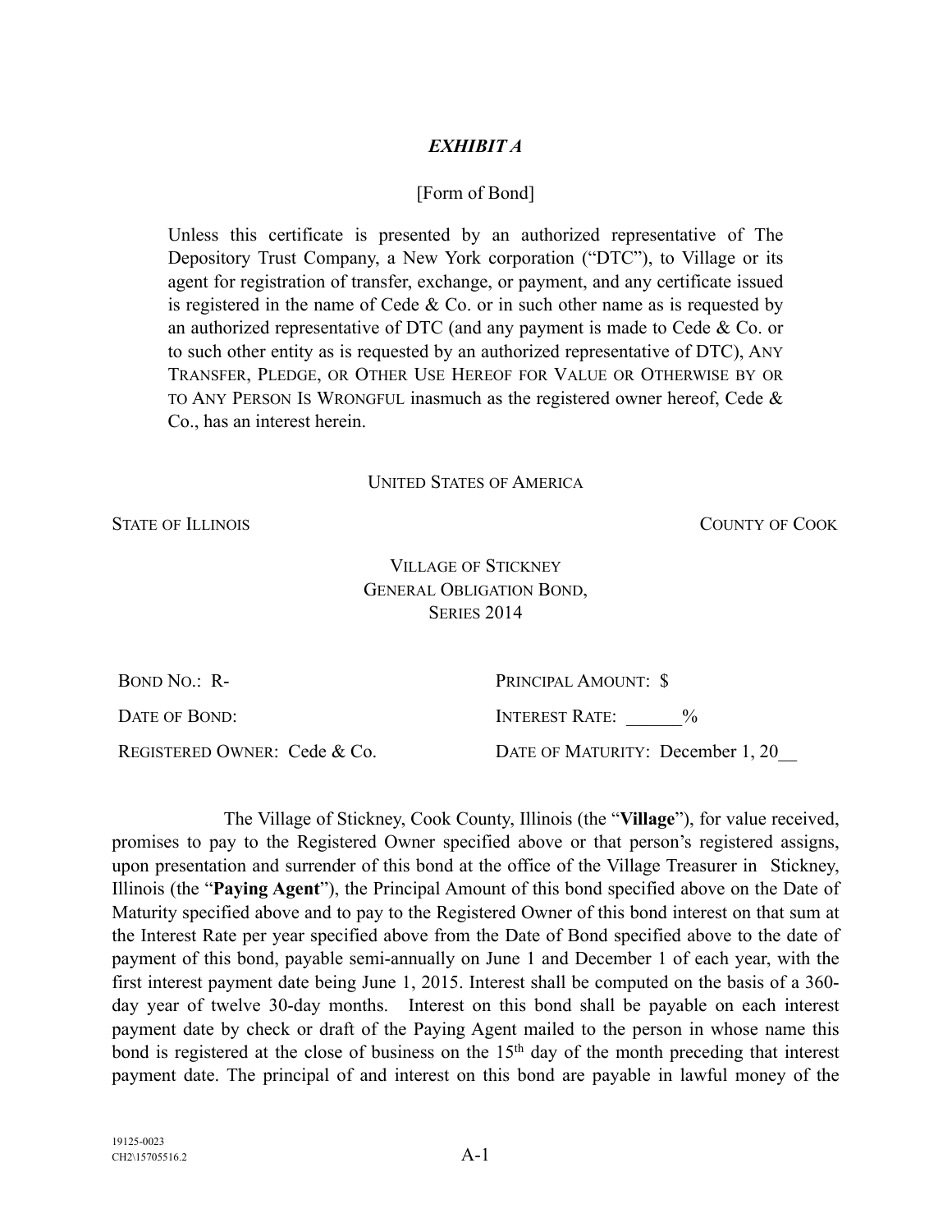***EXHIBIT A***

[Form of Bond]

Unless this certificate is presented by an authorized representative of The Depository Trust Company, a New York corporation ("DTC"), to Village or its agent for registration of transfer, exchange, or payment, and any certificate issued is registered in the name of Cede & Co. or in such other name as is requested by an authorized representative of DTC (and any payment is made to Cede & Co. or to such other entity as is requested by an authorized representative of DTC), ANY TRANSFER, PLEDGE, OR OTHER USE HEREOF FOR VALUE OR OTHERWISE BY OR TO ANY PERSON IS WRONGFUL inasmuch as the registered owner hereof, Cede & Co., has an interest herein.

UNITED STATES OF AMERICA

STATE OF ILLINOIS COUNTY OF COOK

VILLAGE OF STICKNEY
GENERAL OBLIGATION BOND,
SERIES 2014

| | |
|---|---|
| BOND NO.: R- | PRINCIPAL AMOUNT: $ |
| DATE OF BOND: | INTEREST RATE: ______% |
| REGISTERED OWNER: Cede & Co. | DATE OF MATURITY: December 1, 20__ |

The Village of Stickney, Cook County, Illinois (the "**Village**"), for value received, promises to pay to the Registered Owner specified above or that person's registered assigns, upon presentation and surrender of this bond at the office of the Village Treasurer in Stickney, Illinois (the "**Paying Agent**"), the Principal Amount of this bond specified above on the Date of Maturity specified above and to pay to the Registered Owner of this bond interest on that sum at the Interest Rate per year specified above from the Date of Bond specified above to the date of payment of this bond, payable semi-annually on June 1 and December 1 of each year, with the first interest payment date being June 1, 2015. Interest shall be computed on the basis of a 360-day year of twelve 30-day months. Interest on this bond shall be payable on each interest payment date by check or draft of the Paying Agent mailed to the person in whose name this bond is registered at the close of business on the 15th day of the month preceding that interest payment date. The principal of and interest on this bond are payable in lawful money of the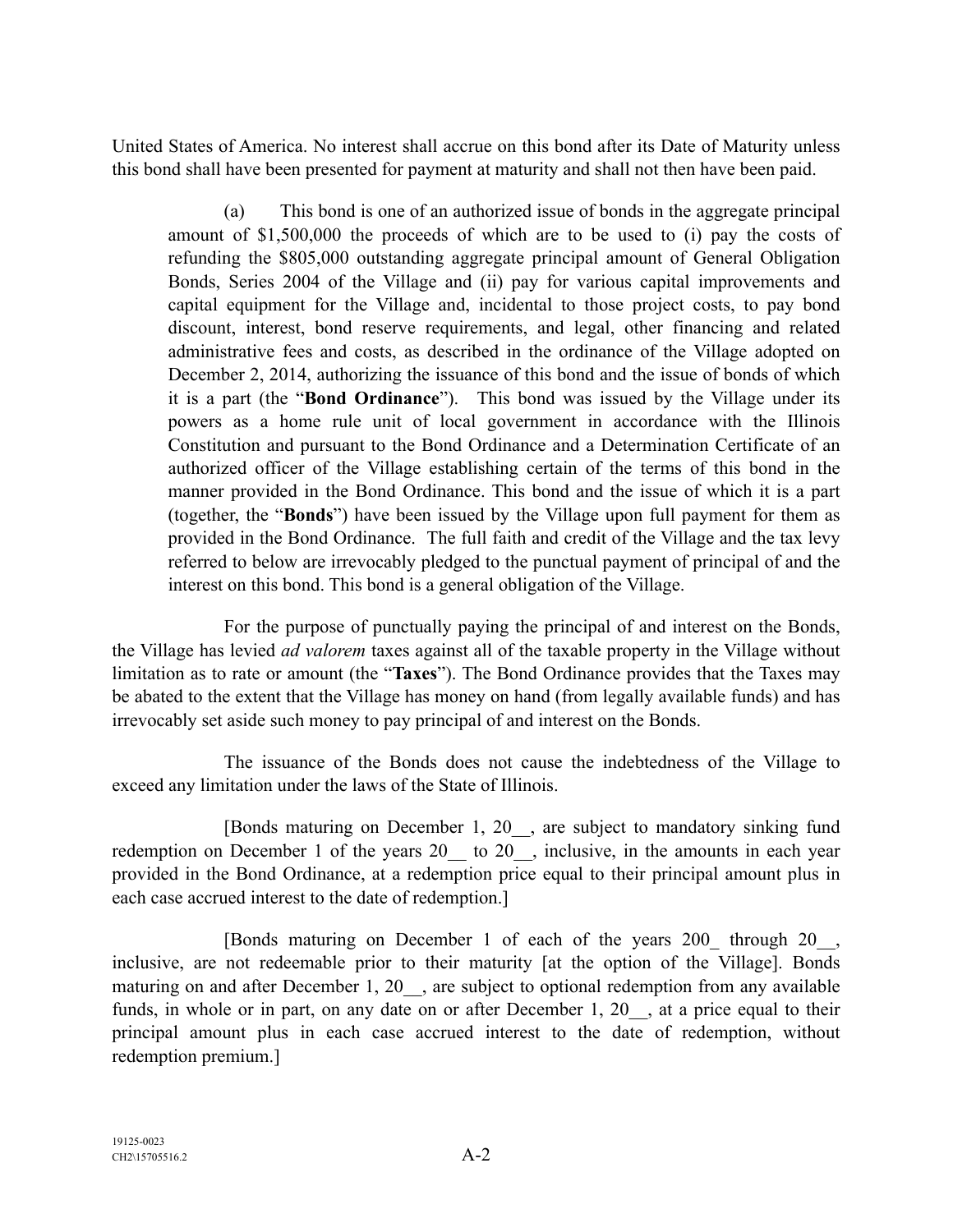United States of America. No interest shall accrue on this bond after its Date of Maturity unless this bond shall have been presented for payment at maturity and shall not then have been paid.

(a) This bond is one of an authorized issue of bonds in the aggregate principal amount of $1,500,000 the proceeds of which are to be used to (i) pay the costs of refunding the $805,000 outstanding aggregate principal amount of General Obligation Bonds, Series 2004 of the Village and (ii) pay for various capital improvements and capital equipment for the Village and, incidental to those project costs, to pay bond discount, interest, bond reserve requirements, and legal, other financing and related administrative fees and costs, as described in the ordinance of the Village adopted on December 2, 2014, authorizing the issuance of this bond and the issue of bonds of which it is a part (the "**Bond Ordinance**"). This bond was issued by the Village under its powers as a home rule unit of local government in accordance with the Illinois Constitution and pursuant to the Bond Ordinance and a Determination Certificate of an authorized officer of the Village establishing certain of the terms of this bond in the manner provided in the Bond Ordinance. This bond and the issue of which it is a part (together, the "**Bonds**") have been issued by the Village upon full payment for them as provided in the Bond Ordinance. The full faith and credit of the Village and the tax levy referred to below are irrevocably pledged to the punctual payment of principal of and the interest on this bond. This bond is a general obligation of the Village.

For the purpose of punctually paying the principal of and interest on the Bonds, the Village has levied *ad valorem* taxes against all of the taxable property in the Village without limitation as to rate or amount (the "**Taxes**"). The Bond Ordinance provides that the Taxes may be abated to the extent that the Village has money on hand (from legally available funds) and has irrevocably set aside such money to pay principal of and interest on the Bonds.

The issuance of the Bonds does not cause the indebtedness of the Village to exceed any limitation under the laws of the State of Illinois.

[Bonds maturing on December 1, 20__, are subject to mandatory sinking fund redemption on December 1 of the years 20__ to 20__, inclusive, in the amounts in each year provided in the Bond Ordinance, at a redemption price equal to their principal amount plus in each case accrued interest to the date of redemption.]

[Bonds maturing on December 1 of each of the years 200_ through 20__, inclusive, are not redeemable prior to their maturity [at the option of the Village]. Bonds maturing on and after December 1, 20__, are subject to optional redemption from any available funds, in whole or in part, on any date on or after December 1, 20__, at a price equal to their principal amount plus in each case accrued interest to the date of redemption, without redemption premium.]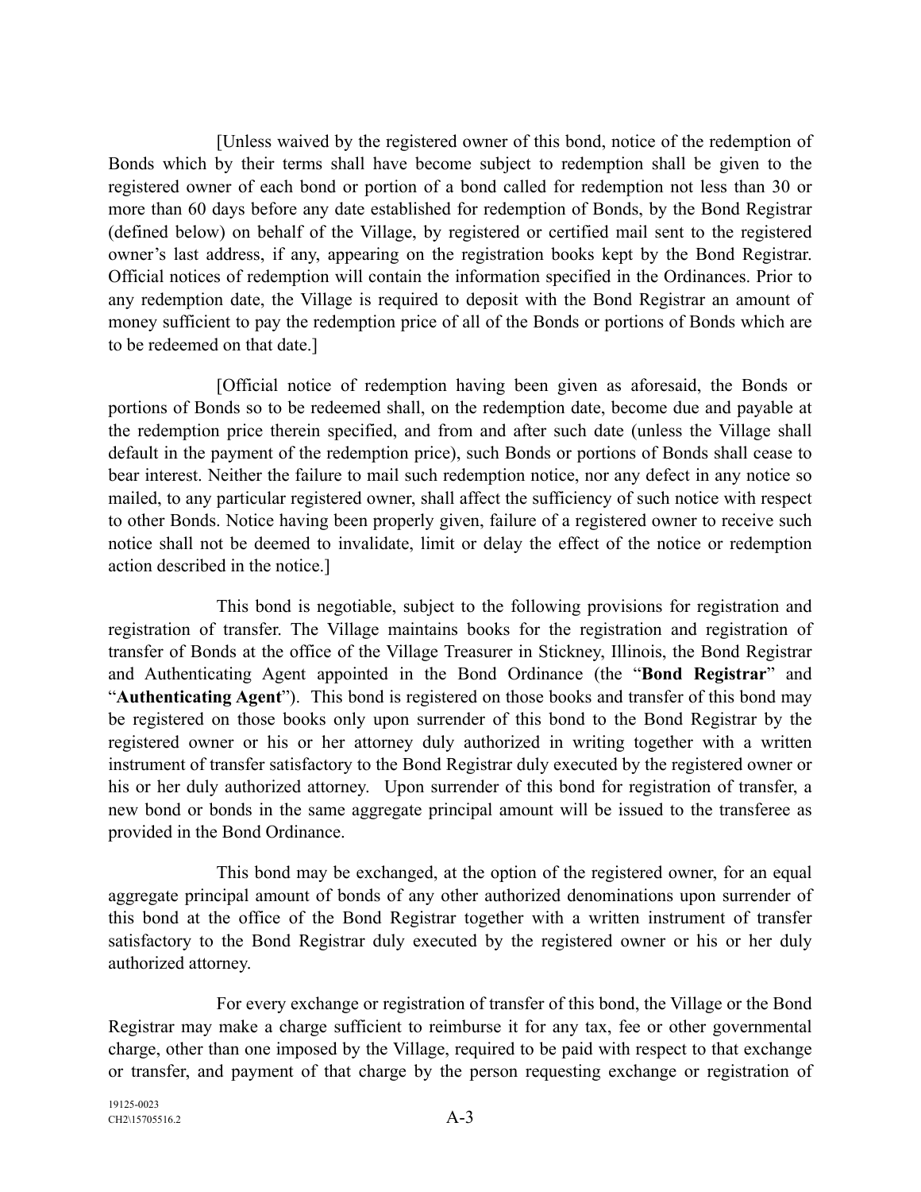[Unless waived by the registered owner of this bond, notice of the redemption of Bonds which by their terms shall have become subject to redemption shall be given to the registered owner of each bond or portion of a bond called for redemption not less than 30 or more than 60 days before any date established for redemption of Bonds, by the Bond Registrar (defined below) on behalf of the Village, by registered or certified mail sent to the registered owner's last address, if any, appearing on the registration books kept by the Bond Registrar. Official notices of redemption will contain the information specified in the Ordinances. Prior to any redemption date, the Village is required to deposit with the Bond Registrar an amount of money sufficient to pay the redemption price of all of the Bonds or portions of Bonds which are to be redeemed on that date.]

[Official notice of redemption having been given as aforesaid, the Bonds or portions of Bonds so to be redeemed shall, on the redemption date, become due and payable at the redemption price therein specified, and from and after such date (unless the Village shall default in the payment of the redemption price), such Bonds or portions of Bonds shall cease to bear interest. Neither the failure to mail such redemption notice, nor any defect in any notice so mailed, to any particular registered owner, shall affect the sufficiency of such notice with respect to other Bonds. Notice having been properly given, failure of a registered owner to receive such notice shall not be deemed to invalidate, limit or delay the effect of the notice or redemption action described in the notice.]

This bond is negotiable, subject to the following provisions for registration and registration of transfer. The Village maintains books for the registration and registration of transfer of Bonds at the office of the Village Treasurer in Stickney, Illinois, the Bond Registrar and Authenticating Agent appointed in the Bond Ordinance (the "**Bond Registrar**" and "**Authenticating Agent**"). This bond is registered on those books and transfer of this bond may be registered on those books only upon surrender of this bond to the Bond Registrar by the registered owner or his or her attorney duly authorized in writing together with a written instrument of transfer satisfactory to the Bond Registrar duly executed by the registered owner or his or her duly authorized attorney. Upon surrender of this bond for registration of transfer, a new bond or bonds in the same aggregate principal amount will be issued to the transferee as provided in the Bond Ordinance.

This bond may be exchanged, at the option of the registered owner, for an equal aggregate principal amount of bonds of any other authorized denominations upon surrender of this bond at the office of the Bond Registrar together with a written instrument of transfer satisfactory to the Bond Registrar duly executed by the registered owner or his or her duly authorized attorney.

For every exchange or registration of transfer of this bond, the Village or the Bond Registrar may make a charge sufficient to reimburse it for any tax, fee or other governmental charge, other than one imposed by the Village, required to be paid with respect to that exchange or transfer, and payment of that charge by the person requesting exchange or registration of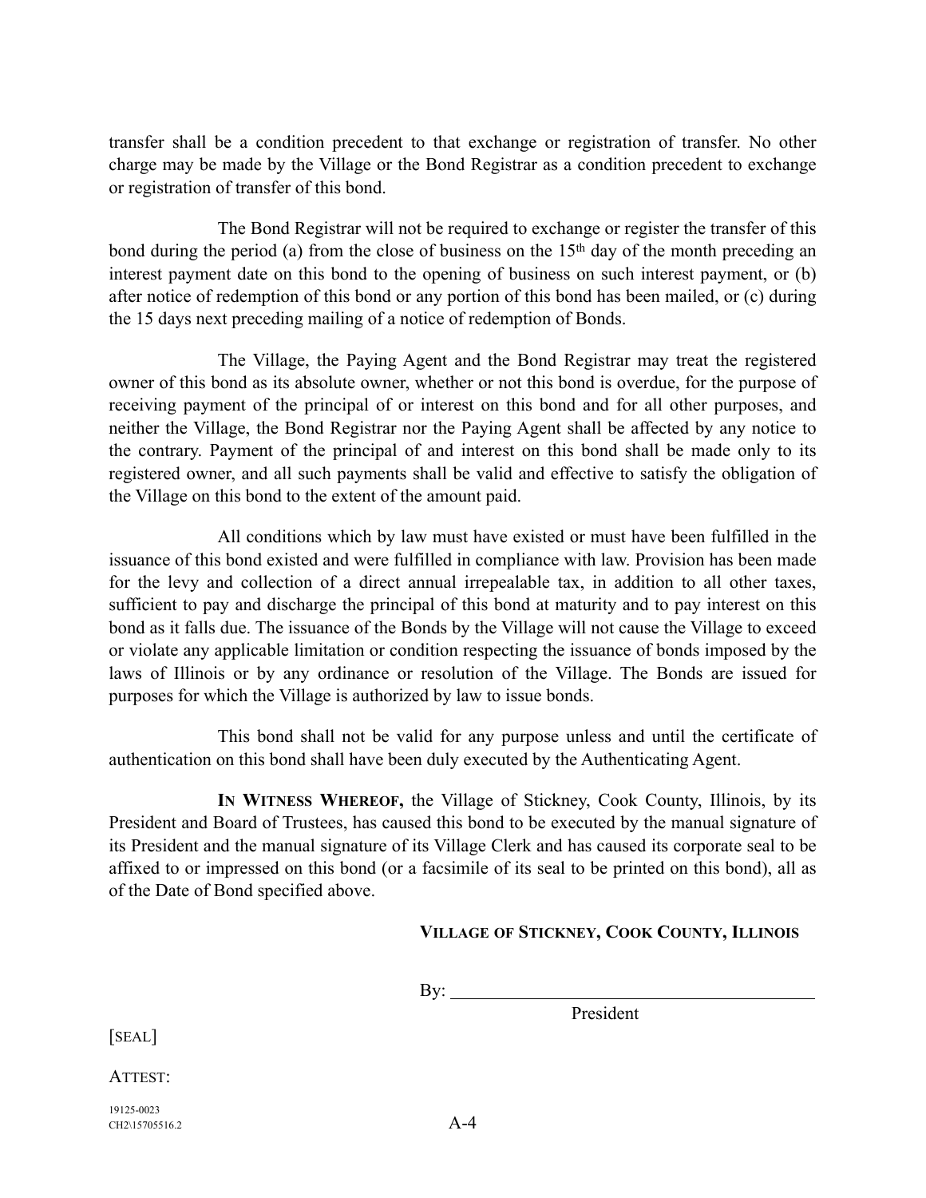transfer shall be a condition precedent to that exchange or registration of transfer. No other charge may be made by the Village or the Bond Registrar as a condition precedent to exchange or registration of transfer of this bond.

The Bond Registrar will not be required to exchange or register the transfer of this bond during the period (a) from the close of business on the 15th day of the month preceding an interest payment date on this bond to the opening of business on such interest payment, or (b) after notice of redemption of this bond or any portion of this bond has been mailed, or (c) during the 15 days next preceding mailing of a notice of redemption of Bonds.

The Village, the Paying Agent and the Bond Registrar may treat the registered owner of this bond as its absolute owner, whether or not this bond is overdue, for the purpose of receiving payment of the principal of or interest on this bond and for all other purposes, and neither the Village, the Bond Registrar nor the Paying Agent shall be affected by any notice to the contrary. Payment of the principal of and interest on this bond shall be made only to its registered owner, and all such payments shall be valid and effective to satisfy the obligation of the Village on this bond to the extent of the amount paid.

All conditions which by law must have existed or must have been fulfilled in the issuance of this bond existed and were fulfilled in compliance with law. Provision has been made for the levy and collection of a direct annual irrepealable tax, in addition to all other taxes, sufficient to pay and discharge the principal of this bond at maturity and to pay interest on this bond as it falls due. The issuance of the Bonds by the Village will not cause the Village to exceed or violate any applicable limitation or condition respecting the issuance of bonds imposed by the laws of Illinois or by any ordinance or resolution of the Village. The Bonds are issued for purposes for which the Village is authorized by law to issue bonds.

This bond shall not be valid for any purpose unless and until the certificate of authentication on this bond shall have been duly executed by the Authenticating Agent.

**IN WITNESS WHEREOF,** the Village of Stickney, Cook County, Illinois, by its President and Board of Trustees, has caused this bond to be executed by the manual signature of its President and the manual signature of its Village Clerk and has caused its corporate seal to be affixed to or impressed on this bond (or a facsimile of its seal to be printed on this bond), all as of the Date of Bond specified above.

**VILLAGE OF STICKNEY, COOK COUNTY, ILLINOIS**

By: ________________________________________
President

[SEAL]

ATTEST:

19125-0023
CH2\15705516.2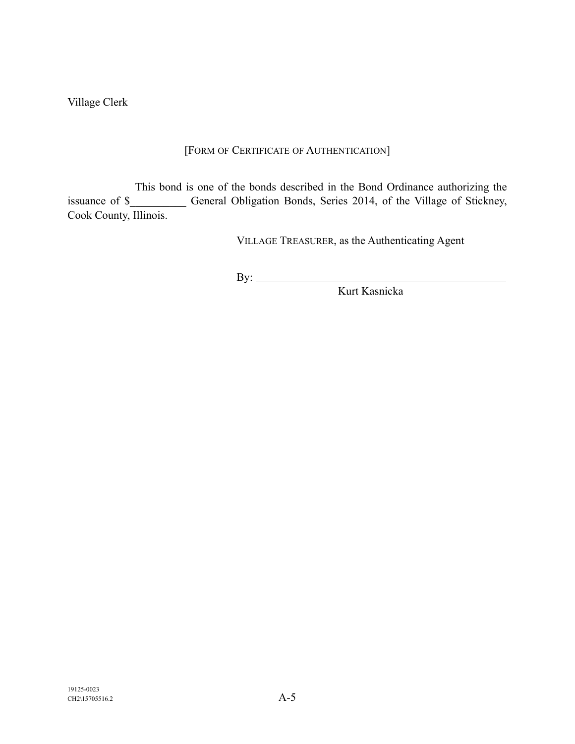______________________________
Village Clerk

[FORM OF CERTIFICATE OF AUTHENTICATION]

This bond is one of the bonds described in the Bond Ordinance authorizing the issuance of $__________ General Obligation Bonds, Series 2014, of the Village of Stickney, Cook County, Illinois.

VILLAGE TREASURER, as the Authenticating Agent

By: ______________________________________________
Kurt Kasnicka

19125-0023
CH2\15705516.2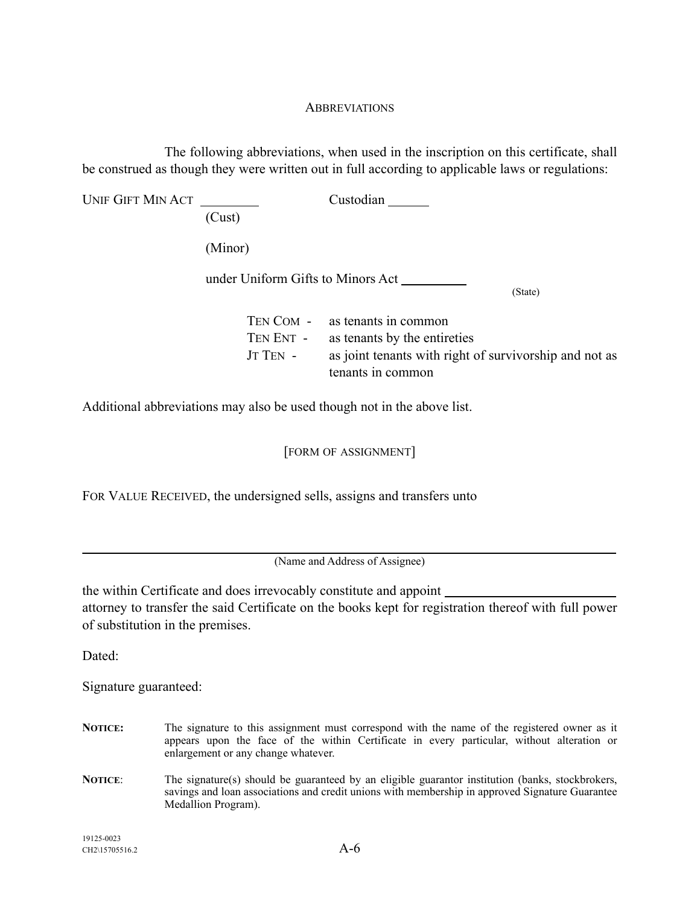ABBREVIATIONS

The following abbreviations, when used in the inscription on this certificate, shall be construed as though they were written out in full according to applicable laws or regulations:

UNIF GIFT MIN ACT ________ Custodian ______
(Cust)

(Minor)

under Uniform Gifts to Minors Act __________
(State)

| | |
|---|---|
| TEN COM - | as tenants in common |
| TEN ENT - | as tenants by the entireties |
| JT TEN - | as joint tenants with right of survivorship and not as tenants in common |

Additional abbreviations may also be used though not in the above list.

[FORM OF ASSIGNMENT]

FOR VALUE RECEIVED, the undersigned sells, assigns and transfers unto

_______________________________________________________________
(Name and Address of Assignee)

the within Certificate and does irrevocably constitute and appoint __________________________ attorney to transfer the said Certificate on the books kept for registration thereof with full power of substitution in the premises.

Dated:

Signature guaranteed:

**NOTICE:** The signature to this assignment must correspond with the name of the registered owner as it appears upon the face of the within Certificate in every particular, without alteration or enlargement or any change whatever.

**NOTICE**: The signature(s) should be guaranteed by an eligible guarantor institution (banks, stockbrokers, savings and loan associations and credit unions with membership in approved Signature Guarantee Medallion Program).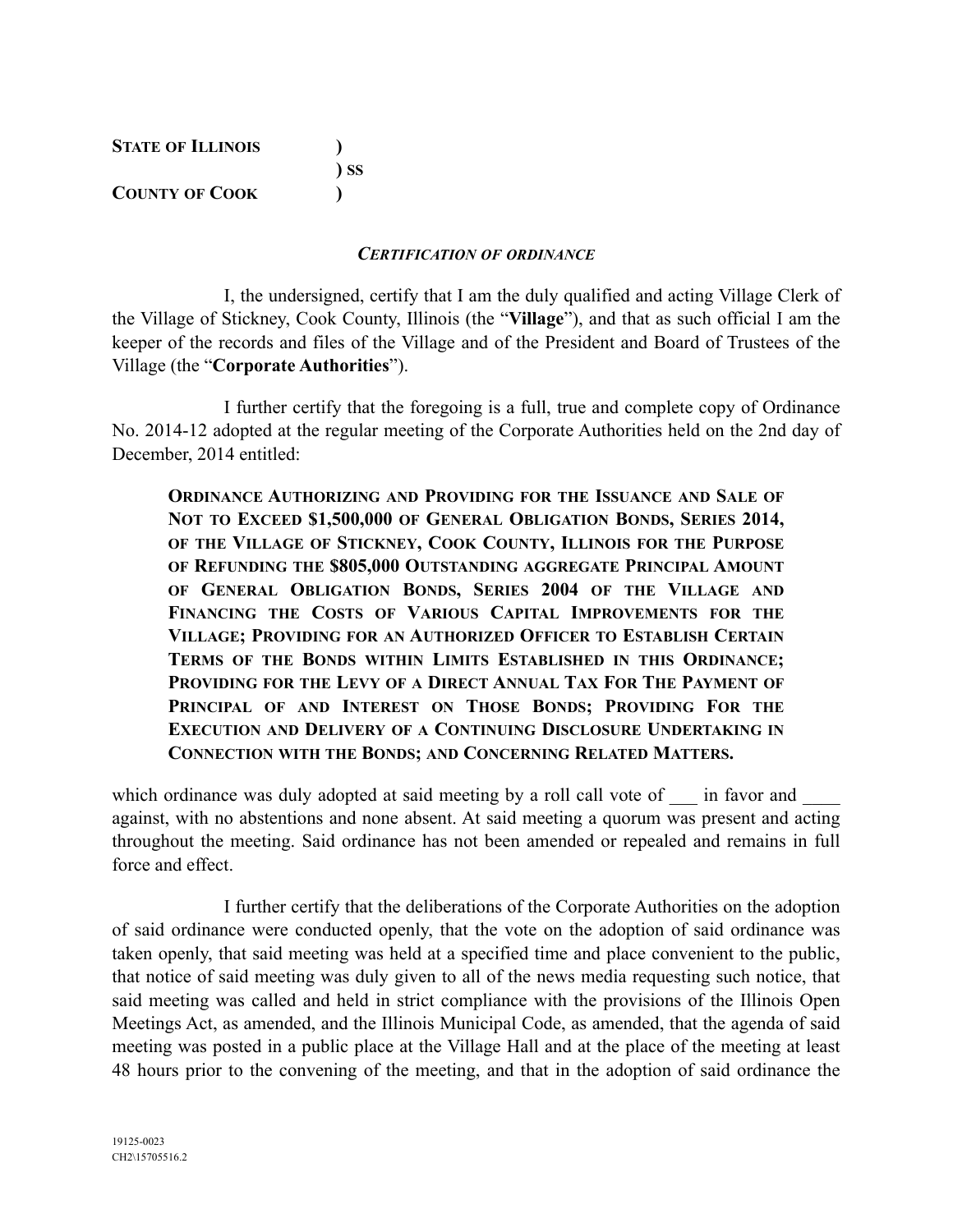**STATE OF ILLINOIS** )
) SS
**COUNTY OF COOK** )

***CERTIFICATION OF ORDINANCE***

I, the undersigned, certify that I am the duly qualified and acting Village Clerk of the Village of Stickney, Cook County, Illinois (the "**Village**"), and that as such official I am the keeper of the records and files of the Village and of the President and Board of Trustees of the Village (the "**Corporate Authorities**").

I further certify that the foregoing is a full, true and complete copy of Ordinance No. 2014-12 adopted at the regular meeting of the Corporate Authorities held on the 2nd day of December, 2014 entitled:

> **ORDINANCE AUTHORIZING AND PROVIDING FOR THE ISSUANCE AND SALE OF NOT TO EXCEED $1,500,000 OF GENERAL OBLIGATION BONDS, SERIES 2014, OF THE VILLAGE OF STICKNEY, COOK COUNTY, ILLINOIS FOR THE PURPOSE OF REFUNDING THE $805,000 OUTSTANDING AGGREGATE PRINCIPAL AMOUNT OF GENERAL OBLIGATION BONDS, SERIES 2004 OF THE VILLAGE AND FINANCING THE COSTS OF VARIOUS CAPITAL IMPROVEMENTS FOR THE VILLAGE; PROVIDING FOR AN AUTHORIZED OFFICER TO ESTABLISH CERTAIN TERMS OF THE BONDS WITHIN LIMITS ESTABLISHED IN THIS ORDINANCE; PROVIDING FOR THE LEVY OF A DIRECT ANNUAL TAX FOR THE PAYMENT OF PRINCIPAL OF AND INTEREST ON THOSE BONDS; PROVIDING FOR THE EXECUTION AND DELIVERY OF A CONTINUING DISCLOSURE UNDERTAKING IN CONNECTION WITH THE BONDS; AND CONCERNING RELATED MATTERS.**

which ordinance was duly adopted at said meeting by a roll call vote of ___ in favor and ____ against, with no abstentions and none absent. At said meeting a quorum was present and acting throughout the meeting. Said ordinance has not been amended or repealed and remains in full force and effect.

I further certify that the deliberations of the Corporate Authorities on the adoption of said ordinance were conducted openly, that the vote on the adoption of said ordinance was taken openly, that said meeting was held at a specified time and place convenient to the public, that notice of said meeting was duly given to all of the news media requesting such notice, that said meeting was called and held in strict compliance with the provisions of the Illinois Open Meetings Act, as amended, and the Illinois Municipal Code, as amended, that the agenda of said meeting was posted in a public place at the Village Hall and at the place of the meeting at least 48 hours prior to the convening of the meeting, and that in the adoption of said ordinance the

19125-0023
CH2\15705516.2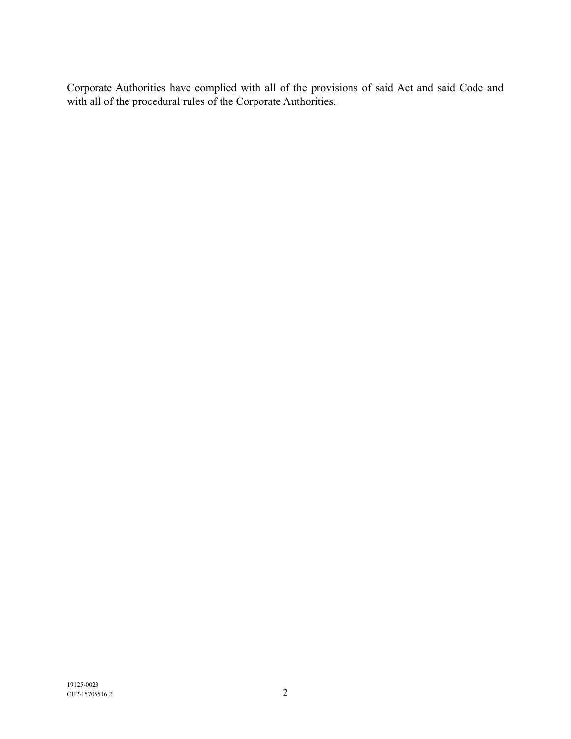Corporate Authorities have complied with all of the provisions of said Act and said Code and with all of the procedural rules of the Corporate Authorities.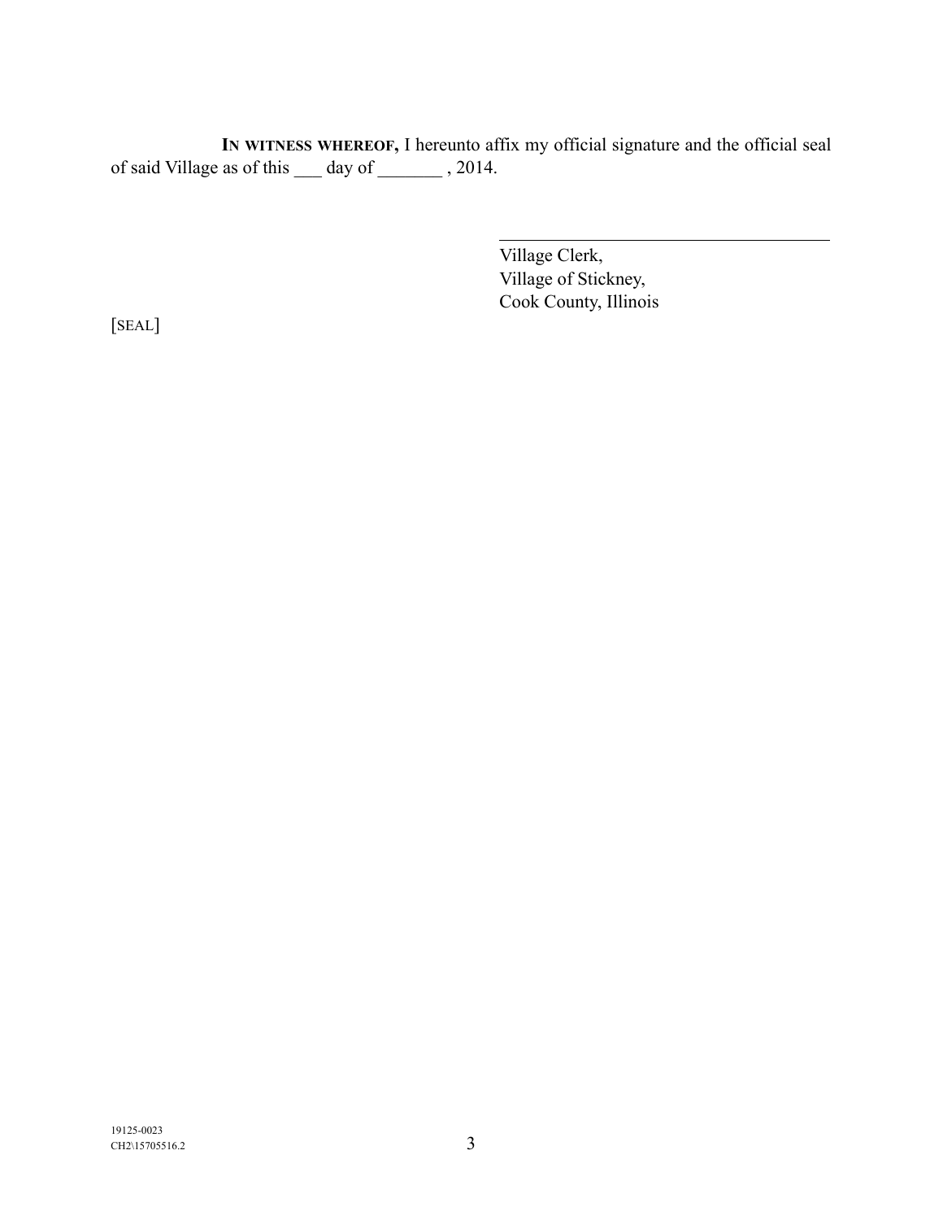**In witness whereof,** I hereunto affix my official signature and the official seal of said Village as of this ___ day of _______ , 2014.

\_\_\_\_\_\_\_\_\_\_\_\_\_\_\_\_\_\_\_\_\_\_\_\_\_\_\_\_\_\_\_\_\_\_\_\_

Village Clerk,
Village of Stickney,
Cook County, Illinois

[SEAL]

19125-0023
CH2\15705516.2